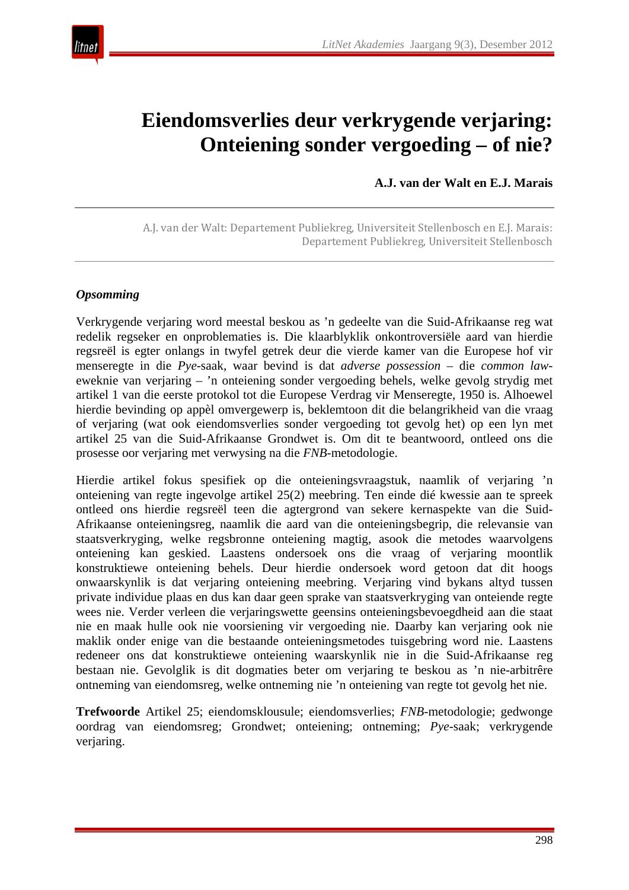# Eiendomsverlies deur verkrygende verjaring: Onteiening sonder vergoeding – of nie?

**A.J. van der Walt en E.J. Marais**

A.J. van der Walt: Departement Publiekreg, Universiteit Stellenbosch en E.J. Marais: Departement Publiekreg, Universiteit Stellenbosch

### *Opsomming*

Verkrygende verjaring word meestal beskou as ’n gedeelte van die Suid-Afrikaanse reg wat redelik regseker en onproblematies is. Die klaarblyklik onkontroversiële aard van hierdie regsreël is egter onlangs in twyfel getrek deur die vierde kamer van die Europese hof vir menseregte in die *Pye*-saak, waar bevind is dat *adverse possession* – die *common law*-eweknie van verjaring – ’n onteiening sonder vergoeding behels, welke gevolg strydig met artikel 1 van die eerste protokol tot die Europese Verdrag vir Menseregte, 1950 is. Alhoewel hierdie bevinding op appèl omvergewerp is, beklemtoon dit die belangrikheid van die vraag of verjaring (wat ook eiendomsverlies sonder vergoeding tot gevolg het) op een lyn met artikel 25 van die Suid-Afrikaanse Grondwet is. Om dit te beantwoord, ontleed ons die prosesse oor verjaring met verwysing na die *FNB*-metodologie.

Hierdie artikel fokus spesifiek op die onteieningsvraagstuk, naamlik of verjaring ’n onteiening van regte ingevolge artikel 25(2) meebring. Ten einde dié kwessie aan te spreek ontleed ons hierdie regsreël teen die agtergrond van sekere kernaspekte van die Suid-Afrikaanse onteieningsreg, naamlik die aard van die onteieningsbegrip, die relevansie van staatsverkryging, welke regsbronne onteiening magtig, asook die metodes waarvolgens onteiening kan geskied. Laastens ondersoek ons die vraag of verjaring moontlik konstruktiewe onteiening behels. Deur hierdie ondersoek word getoon dat dit hoogs onwaarskynlik is dat verjaring onteiening meebring. Verjaring vind bykans altyd tussen private individue plaas en dus kan daar geen sprake van staatsverkryging van onteiende regte wees nie. Verder verleen die verjaringswette geensins onteieningsbevoegdheid aan die staat nie en maak hulle ook nie voorsiening vir vergoeding nie. Daarby kan verjaring ook nie maklik onder enige van die bestaande onteieningsmetodes tuisgebring word nie. Laastens redeneer ons dat konstruktiewe onteiening waarskynlik nie in die Suid-Afrikaanse reg bestaan nie. Gevolglik is dit dogmaties beter om verjaring te beskou as ’n nie-arbitrêre ontneming van eiendomsreg, welke ontneming nie ’n onteiening van regte tot gevolg het nie.

**Trefwoorde** Artikel 25; eiendomsklousule; eiendomsverlies; *FNB*-metodologie; gedwonge oordrag van eiendomsreg; Grondwet; onteiening; ontneming; *Pye*-saak; verkrygende verjaring.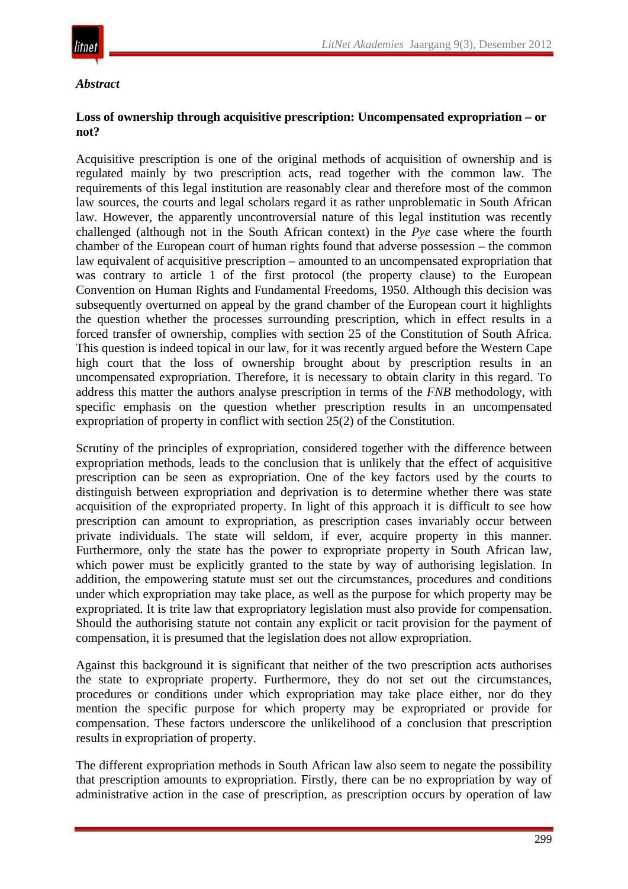## *Abstract*

**Loss of ownership through acquisitive prescription: Uncompensated expropriation – or not?**

Acquisitive prescription is one of the original methods of acquisition of ownership and is regulated mainly by two prescription acts, read together with the common law. The requirements of this legal institution are reasonably clear and therefore most of the common law sources, the courts and legal scholars regard it as rather unproblematic in South African law. However, the apparently uncontroversial nature of this legal institution was recently challenged (although not in the South African context) in the *Pye* case where the fourth chamber of the European court of human rights found that adverse possession – the common law equivalent of acquisitive prescription – amounted to an uncompensated expropriation that was contrary to article 1 of the first protocol (the property clause) to the European Convention on Human Rights and Fundamental Freedoms, 1950. Although this decision was subsequently overturned on appeal by the grand chamber of the European court it highlights the question whether the processes surrounding prescription, which in effect results in a forced transfer of ownership, complies with section 25 of the Constitution of South Africa. This question is indeed topical in our law, for it was recently argued before the Western Cape high court that the loss of ownership brought about by prescription results in an uncompensated expropriation. Therefore, it is necessary to obtain clarity in this regard. To address this matter the authors analyse prescription in terms of the *FNB* methodology, with specific emphasis on the question whether prescription results in an uncompensated expropriation of property in conflict with section 25(2) of the Constitution.

Scrutiny of the principles of expropriation, considered together with the difference between expropriation methods, leads to the conclusion that is unlikely that the effect of acquisitive prescription can be seen as expropriation. One of the key factors used by the courts to distinguish between expropriation and deprivation is to determine whether there was state acquisition of the expropriated property. In light of this approach it is difficult to see how prescription can amount to expropriation, as prescription cases invariably occur between private individuals. The state will seldom, if ever, acquire property in this manner. Furthermore, only the state has the power to expropriate property in South African law, which power must be explicitly granted to the state by way of authorising legislation. In addition, the empowering statute must set out the circumstances, procedures and conditions under which expropriation may take place, as well as the purpose for which property may be expropriated. It is trite law that expropriatory legislation must also provide for compensation. Should the authorising statute not contain any explicit or tacit provision for the payment of compensation, it is presumed that the legislation does not allow expropriation.

Against this background it is significant that neither of the two prescription acts authorises the state to expropriate property. Furthermore, they do not set out the circumstances, procedures or conditions under which expropriation may take place either, nor do they mention the specific purpose for which property may be expropriated or provide for compensation. These factors underscore the unlikelihood of a conclusion that prescription results in expropriation of property.

The different expropriation methods in South African law also seem to negate the possibility that prescription amounts to expropriation. Firstly, there can be no expropriation by way of administrative action in the case of prescription, as prescription occurs by operation of law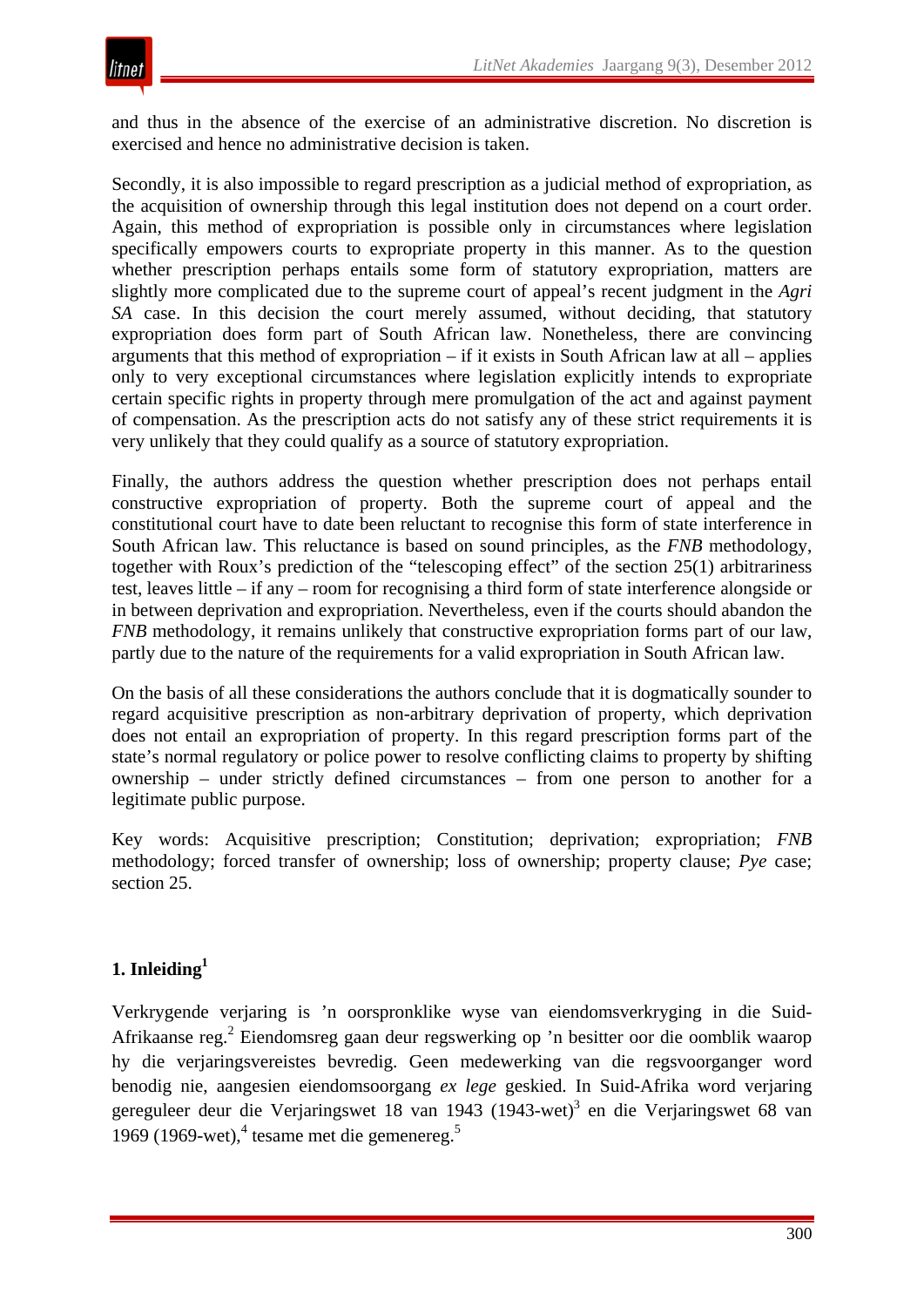and thus in the absence of the exercise of an administrative discretion. No discretion is exercised and hence no administrative decision is taken.

Secondly, it is also impossible to regard prescription as a judicial method of expropriation, as the acquisition of ownership through this legal institution does not depend on a court order. Again, this method of expropriation is possible only in circumstances where legislation specifically empowers courts to expropriate property in this manner. As to the question whether prescription perhaps entails some form of statutory expropriation, matters are slightly more complicated due to the supreme court of appeal's recent judgment in the *Agri SA* case. In this decision the court merely assumed, without deciding, that statutory expropriation does form part of South African law. Nonetheless, there are convincing arguments that this method of expropriation – if it exists in South African law at all – applies only to very exceptional circumstances where legislation explicitly intends to expropriate certain specific rights in property through mere promulgation of the act and against payment of compensation. As the prescription acts do not satisfy any of these strict requirements it is very unlikely that they could qualify as a source of statutory expropriation.

Finally, the authors address the question whether prescription does not perhaps entail constructive expropriation of property. Both the supreme court of appeal and the constitutional court have to date been reluctant to recognise this form of state interference in South African law. This reluctance is based on sound principles, as the *FNB* methodology, together with Roux's prediction of the "telescoping effect" of the section 25(1) arbitrariness test, leaves little – if any – room for recognising a third form of state interference alongside or in between deprivation and expropriation. Nevertheless, even if the courts should abandon the *FNB* methodology, it remains unlikely that constructive expropriation forms part of our law, partly due to the nature of the requirements for a valid expropriation in South African law.

On the basis of all these considerations the authors conclude that it is dogmatically sounder to regard acquisitive prescription as non-arbitrary deprivation of property, which deprivation does not entail an expropriation of property. In this regard prescription forms part of the state's normal regulatory or police power to resolve conflicting claims to property by shifting ownership – under strictly defined circumstances – from one person to another for a legitimate public purpose.

Key words: Acquisitive prescription; Constitution; deprivation; expropriation; *FNB* methodology; forced transfer of ownership; loss of ownership; property clause; *Pye* case; section 25.

## 1. Inleiding[1]

Verkrygende verjaring is 'n oorspronklike wyse van eiendomsverkryging in die Suid-Afrikaanse reg.[2] Eiendomsreg gaan deur regswerking op 'n besitter oor die oomblik waarop hy die verjaringsvereistes bevredig. Geen medewerking van die regsvoorganger word benodig nie, aangesien eiendomsoorgang *ex lege* geskied. In Suid-Afrika word verjaring gereguleer deur die Verjaringswet 18 van 1943 (1943-wet)[3] en die Verjaringswet 68 van 1969 (1969-wet),[4] tesame met die gemenereg.[5]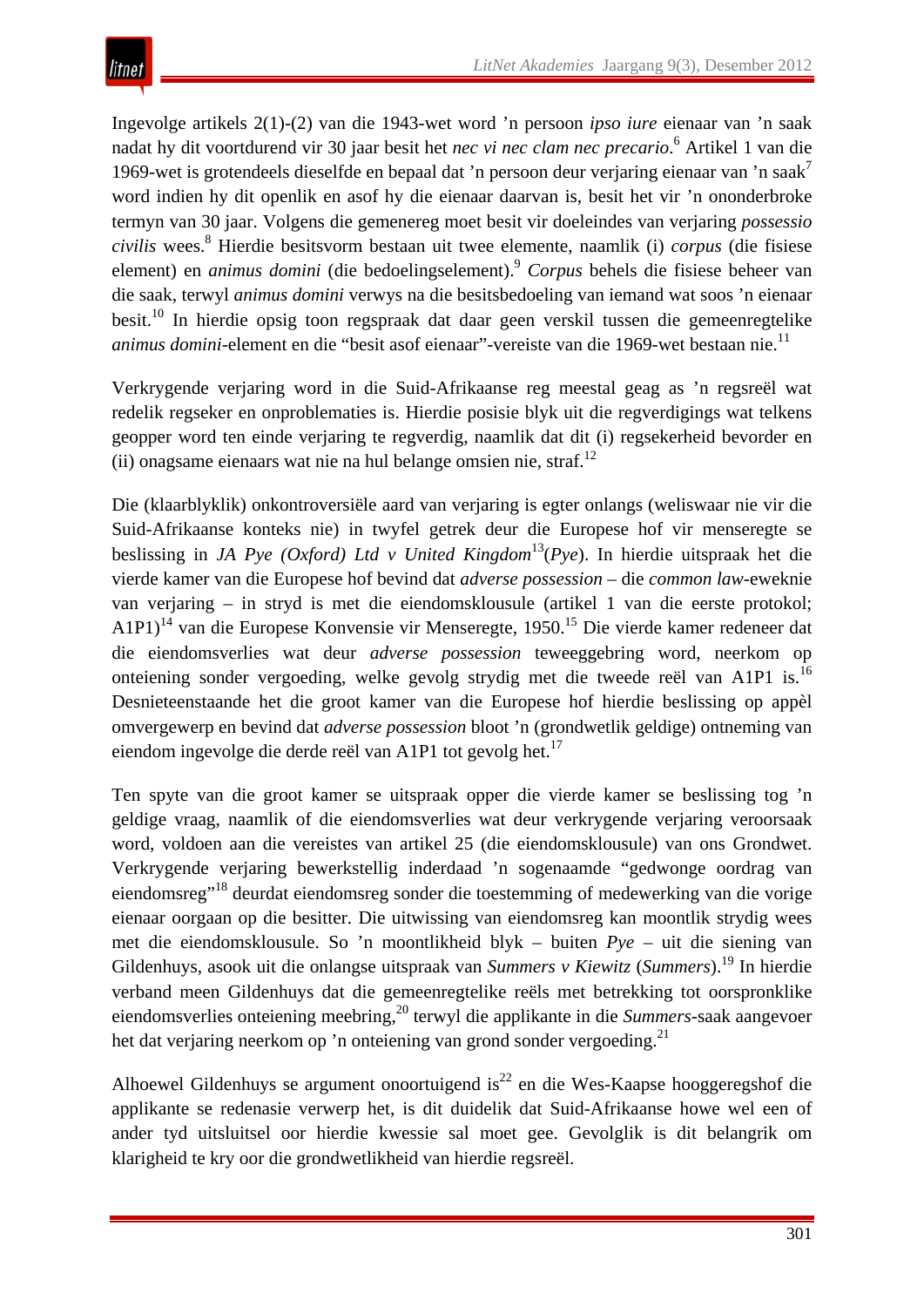Ingevolge artikels 2(1)-(2) van die 1943-wet word ’n persoon *ipso iure* eienaar van ’n saak nadat hy dit voortdurend vir 30 jaar besit het *nec vi nec clam nec precario*.[6] Artikel 1 van die 1969-wet is grotendeels dieselfde en bepaal dat ’n persoon deur verjaring eienaar van ’n saak[7] word indien hy dit openlik en asof hy die eienaar daarvan is, besit het vir ’n ononderbroke termyn van 30 jaar. Volgens die gemenereg moet besit vir doeleindes van verjaring *possessio civilis* wees.[8] Hierdie besitsvorm bestaan uit twee elemente, naamlik (i) *corpus* (die fisiese element) en *animus domini* (die bedoelingselement).[9] *Corpus* behels die fisiese beheer van die saak, terwyl *animus domini* verwys na die besitsbedoeling van iemand wat soos ’n eienaar besit.[10] In hierdie opsig toon regspraak dat daar geen verskil tussen die gemeenregtelike *animus domini*-element en die “besit asof eienaar”-vereiste van die 1969-wet bestaan nie.[11]

Verkrygende verjaring word in die Suid-Afrikaanse reg meestal geag as ’n regsreël wat redelik regseker en onproblematies is. Hierdie posisie blyk uit die regverdigings wat telkens geopper word ten einde verjaring te regverdig, naamlik dat dit (i) regsekerheid bevorder en (ii) onagsame eienaars wat nie na hul belange omsien nie, straf.[12]

Die (klaarblyklik) onkontroversiële aard van verjaring is egter onlangs (weliswaar nie vir die Suid-Afrikaanse konteks nie) in twyfel getrek deur die Europese hof vir menseregte se beslissing in *JA Pye (Oxford) Ltd v United Kingdom*[13](*Pye*). In hierdie uitspraak het die vierde kamer van die Europese hof bevind dat *adverse possession* – die *common law*-eweknie van verjaring – in stryd is met die eiendomsklousule (artikel 1 van die eerste protokol; A1P1)[14] van die Europese Konvensie vir Menseregte, 1950.[15] Die vierde kamer redeneer dat die eiendomsverlies wat deur *adverse possession* teweeggebring word, neerkom op onteiening sonder vergoeding, welke gevolg strydig met die tweede reël van A1P1 is.[16] Desnieteenstaande het die groot kamer van die Europese hof hierdie beslissing op appèl omvergewerp en bevind dat *adverse possession* bloot ’n (grondwetlik geldige) ontneming van eiendom ingevolge die derde reël van A1P1 tot gevolg het.[17]

Ten spyte van die groot kamer se uitspraak opper die vierde kamer se beslissing tog ’n geldige vraag, naamlik of die eiendomsverlies wat deur verkrygende verjaring veroorsaak word, voldoen aan die vereistes van artikel 25 (die eiendomsklousule) van ons Grondwet. Verkrygende verjaring bewerkstellig inderdaad ’n sogenaamde “gedwonge oordrag van eiendomsreg”[18] deurdat eiendomsreg sonder die toestemming of medewerking van die vorige eienaar oorgaan op die besitter. Die uitwissing van eiendomsreg kan moontlik strydig wees met die eiendomsklousule. So ’n moontlikheid blyk – buiten *Pye* – uit die siening van Gildenhuys, asook uit die onlangse uitspraak van *Summers v Kiewitz* (*Summers*).[19] In hierdie verband meen Gildenhuys dat die gemeenregtelike reëls met betrekking tot oorspronklike eiendomsverlies onteiening meebring,[20] terwyl die applikante in die *Summers*-saak aangevoer het dat verjaring neerkom op ’n onteiening van grond sonder vergoeding.[21]

Alhoewel Gildenhuys se argument onoortuigend is[22] en die Wes-Kaapse hooggeregshof die applikante se redenasie verwerp het, is dit duidelik dat Suid-Afrikaanse howe wel een of ander tyd uitsluitsel oor hierdie kwessie sal moet gee. Gevolglik is dit belangrik om klarigheid te kry oor die grondwetlikheid van hierdie regsreël.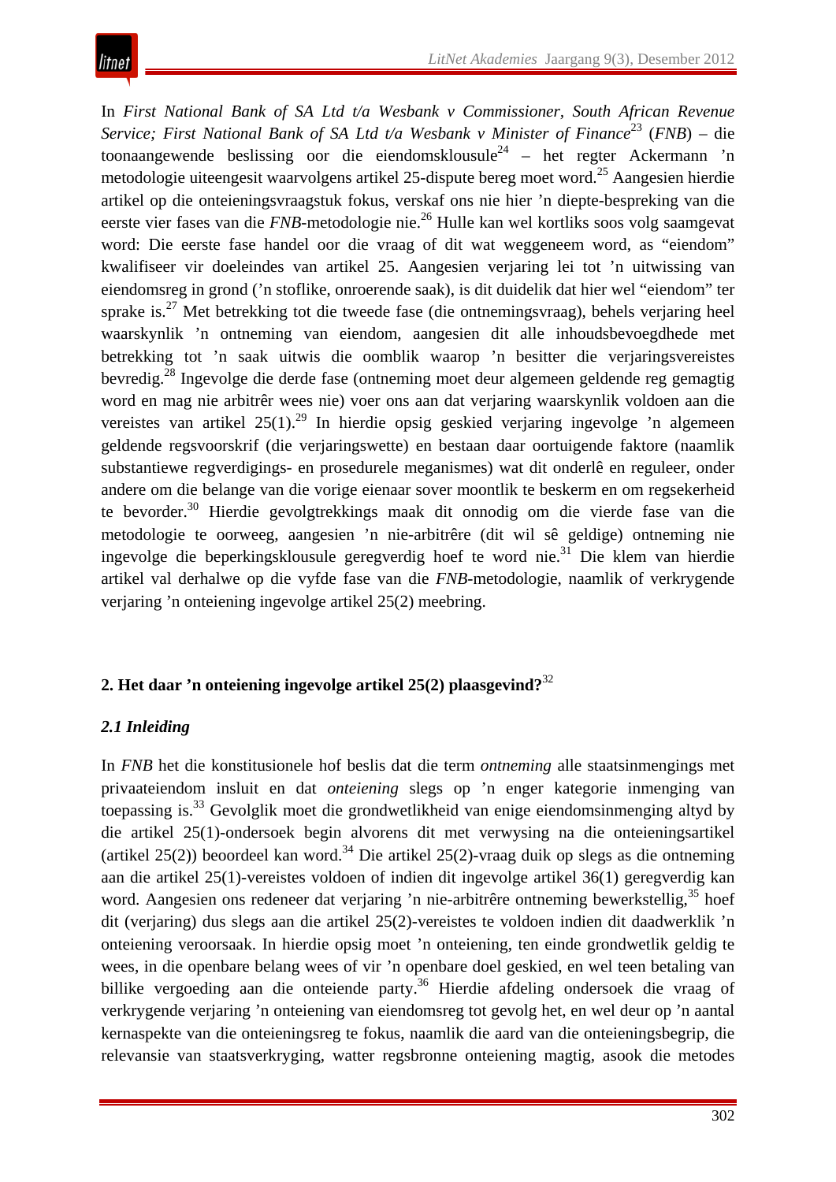In *First National Bank of SA Ltd t/a Wesbank v Commissioner, South African Revenue Service; First National Bank of SA Ltd t/a Wesbank v Minister of Finance*[23] (*FNB*) – die toonaangewende beslissing oor die eiendomsklousule[24] – het regter Ackermann 'n metodologie uiteengesit waarvolgens artikel 25-dispute bereg moet word.[25] Aangesien hierdie artikel op die onteieningsvraagstuk fokus, verskaf ons nie hier 'n diepte-bespreking van die eerste vier fases van die *FNB*-metodologie nie.[26] Hulle kan wel kortliks soos volg saamgevat word: Die eerste fase handel oor die vraag of dit wat weggeneem word, as "eiendom" kwalifiseer vir doeleindes van artikel 25. Aangesien verjaring lei tot 'n uitwissing van eiendomsreg in grond ('n stoflike, onroerende saak), is dit duidelik dat hier wel "eiendom" ter sprake is.[27] Met betrekking tot die tweede fase (die ontnemingsvraag), behels verjaring heel waarskynlik 'n ontneming van eiendom, aangesien dit alle inhoudsbevoegdhede met betrekking tot 'n saak uitwis die oomblik waarop 'n besitter die verjaringsvereistes bevredig.[28] Ingevolge die derde fase (ontneming moet deur algemeen geldende reg gemagtig word en mag nie arbitrêr wees nie) voer ons aan dat verjaring waarskynlik voldoen aan die vereistes van artikel 25(1).[29] In hierdie opsig geskied verjaring ingevolge 'n algemeen geldende regsvoorskrif (die verjaringswette) en bestaan daar oortuigende faktore (naamlik substantiewe regverdigings- en prosedurele meganismes) wat dit onderlê en reguleer, onder andere om die belange van die vorige eienaar sover moontlik te beskerm en om regsekerheid te bevorder.[30] Hierdie gevolgtrekkings maak dit onnodig om die vierde fase van die metodologie te oorweeg, aangesien 'n nie-arbitrêre (dit wil sê geldige) ontneming nie ingevolge die beperkingsklousule geregverdig hoef te word nie.[31] Die klem van hierdie artikel val derhalwe op die vyfde fase van die *FNB*-metodologie, naamlik of verkrygende verjaring 'n onteiening ingevolge artikel 25(2) meebring.

## 2. Het daar 'n onteiening ingevolge artikel 25(2) plaasgevind?[32]

### *2.1 Inleiding*

In *FNB* het die konstitusionele hof beslis dat die term *ontneming* alle staatsinmengings met privaateiendom insluit en dat *onteiening* slegs op 'n enger kategorie inmenging van toepassing is.[33] Gevolglik moet die grondwetlikheid van enige eiendomsinmenging altyd by die artikel 25(1)-ondersoek begin alvorens dit met verwysing na die onteieningsartikel (artikel 25(2)) beoordeel kan word.[34] Die artikel 25(2)-vraag duik op slegs as die ontneming aan die artikel 25(1)-vereistes voldoen of indien dit ingevolge artikel 36(1) geregverdig kan word. Aangesien ons redeneer dat verjaring 'n nie-arbitrêre ontneming bewerkstellig,[35] hoef dit (verjaring) dus slegs aan die artikel 25(2)-vereistes te voldoen indien dit daadwerklik 'n onteiening veroorsaak. In hierdie opsig moet 'n onteiening, ten einde grondwetlik geldig te wees, in die openbare belang wees of vir 'n openbare doel geskied, en wel teen betaling van billike vergoeding aan die onteiende party.[36] Hierdie afdeling ondersoek die vraag of verkrygende verjaring 'n onteiening van eiendomsreg tot gevolg het, en wel deur op 'n aantal kernaspekte van die onteieningsreg te fokus, naamlik die aard van die onteieningsbegrip, die relevansie van staatsverkryging, watter regsbronne onteiening magtig, asook die metodes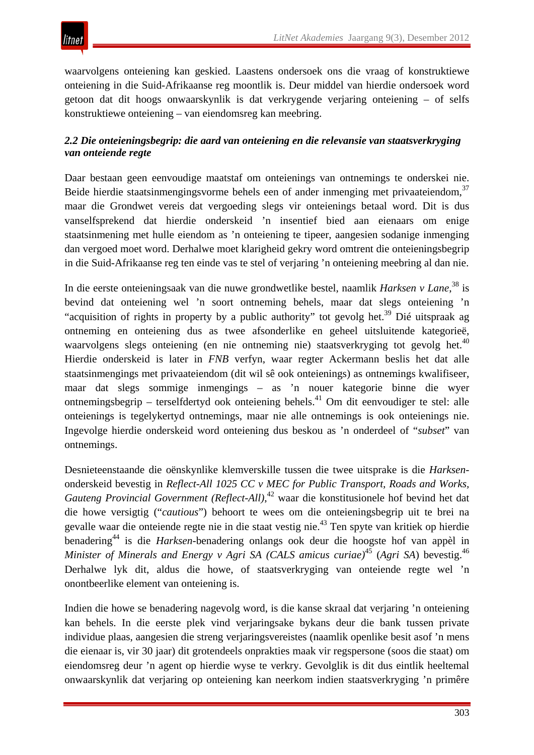waarvolgens onteiening kan geskied. Laastens ondersoek ons die vraag of konstruktiewe onteiening in die Suid-Afrikaanse reg moontlik is. Deur middel van hierdie ondersoek word getoon dat dit hoogs onwaarskynlik is dat verkrygende verjaring onteiening – of selfs konstruktiewe onteiening – van eiendomsreg kan meebring.

### *2.2 Die onteieningsbegrip: die aard van onteiening en die relevansie van staatsverkryging van onteiende regte*

Daar bestaan geen eenvoudige maatstaf om onteienings van ontnemings te onderskei nie. Beide hierdie staatsinmengingsvorme behels een of ander inmenging met privaateiendom,[37] maar die Grondwet vereis dat vergoeding slegs vir onteienings betaal word. Dit is dus vanselfsprekend dat hierdie onderskeid ’n insentief bied aan eienaars om enige staatsinmening met hulle eiendom as ’n onteiening te tipeer, aangesien sodanige inmenging dan vergoed moet word. Derhalwe moet klarigheid gekry word omtrent die onteieningsbegrip in die Suid-Afrikaanse reg ten einde vas te stel of verjaring ’n onteiening meebring al dan nie.

In die eerste onteieningsaak van die nuwe grondwetlike bestel, naamlik *Harksen v Lane*,[38] is bevind dat onteiening wel ’n soort ontneming behels, maar dat slegs onteiening ’n “acquisition of rights in property by a public authority” tot gevolg het.[39] Dié uitspraak ag ontneming en onteiening dus as twee afsonderlike en geheel uitsluitende kategorieë, waarvolgens slegs onteiening (en nie ontneming nie) staatsverkryging tot gevolg het.[40] Hierdie onderskeid is later in *FNB* verfyn, waar regter Ackermann beslis het dat alle staatsinmengings met privaateiendom (dit wil sê ook onteienings) as ontnemings kwalifiseer, maar dat slegs sommige inmengings – as ’n nouer kategorie binne die wyer ontnemingsbegrip – terselfdertyd ook onteiening behels.[41] Om dit eenvoudiger te stel: alle onteienings is tegelykertyd ontnemings, maar nie alle ontnemings is ook onteienings nie. Ingevolge hierdie onderskeid word onteiening dus beskou as ’n onderdeel of “*subset*” van ontnemings.

Desnieteenstaande die oënskynlike klemverskille tussen die twee uitsprake is die *Harksen*-onderskeid bevestig in *Reflect-All 1025 CC v MEC for Public Transport, Roads and Works, Gauteng Provincial Government (Reflect-All)*,[42] waar die konstitusionele hof bevind het dat die howe versigtig (“*cautious*”) behoort te wees om die onteieningsbegrip uit te brei na gevalle waar die onteiende regte nie in die staat vestig nie.[43] Ten spyte van kritiek op hierdie benadering[44] is die *Harksen*-benadering onlangs ook deur die hoogste hof van appèl in *Minister of Minerals and Energy v Agri SA (CALS amicus curiae)*[45] (*Agri SA*) bevestig.[46] Derhalwe lyk dit, aldus die howe, of staatsverkryging van onteiende regte wel ’n onontbeerlike element van onteiening is.

Indien die howe se benadering nagevolg word, is die kanse skraal dat verjaring ’n onteiening kan behels. In die eerste plek vind verjaringsake bykans deur die bank tussen private individue plaas, aangesien die streng verjaringsvereistes (naamlik openlike besit asof ’n mens die eienaar is, vir 30 jaar) dit grotendeels onprakties maak vir regspersone (soos die staat) om eiendomsreg deur ’n agent op hierdie wyse te verkry. Gevolglik is dit dus eintlik heeltemal onwaarskynlik dat verjaring op onteiening kan neerkom indien staatsverkryging ’n primêre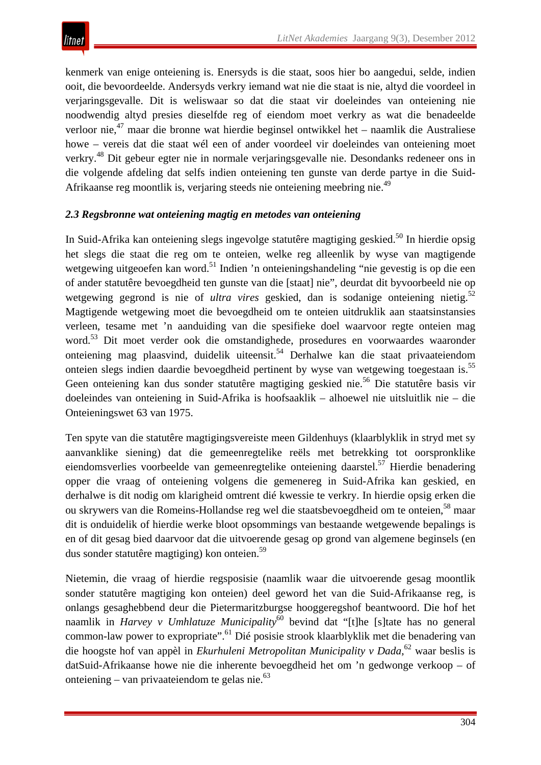kenmerk van enige onteiening is. Enersyds is die staat, soos hier bo aangedui, selde, indien ooit, die bevoordeelde. Andersyds verkry iemand wat nie die staat is nie, altyd die voordeel in verjaringsgevalle. Dit is weliswaar so dat die staat vir doeleindes van onteiening nie noodwendig altyd presies dieselfde reg of eiendom moet verkry as wat die benadeelde verloor nie,[47] maar die bronne wat hierdie beginsel ontwikkel het – naamlik die Australiese howe – vereis dat die staat wél een of ander voordeel vir doeleindes van onteiening moet verkry.[48] Dit gebeur egter nie in normale verjaringsgevalle nie. Desondanks redeneer ons in die volgende afdeling dat selfs indien onteiening ten gunste van derde partye in die Suid-Afrikaanse reg moontlik is, verjaring steeds nie onteiening meebring nie.[49]

### *2.3 Regsbronne wat onteiening magtig en metodes van onteiening*

In Suid-Afrika kan onteiening slegs ingevolge statutêre magtiging geskied.[50] In hierdie opsig het slegs die staat die reg om te onteien, welke reg alleenlik by wyse van magtigende wetgewing uitgeoefen kan word.[51] Indien ’n onteieningshandeling “nie gevestig is op die een of ander statutêre bevoegdheid ten gunste van die [staat] nie”, deurdat dit byvoorbeeld nie op wetgewing gegrond is nie of *ultra vires* geskied, dan is sodanige onteiening nietig.[52] Magtigende wetgewing moet die bevoegdheid om te onteien uitdruklik aan staatsinstansies verleen, tesame met ’n aanduiding van die spesifieke doel waarvoor regte onteien mag word.[53] Dit moet verder ook die omstandighede, prosedures en voorwaardes waaronder onteiening mag plaasvind, duidelik uiteensit.[54] Derhalwe kan die staat privaateiendom onteien slegs indien daardie bevoegdheid pertinent by wyse van wetgewing toegestaan is.[55] Geen onteiening kan dus sonder statutêre magtiging geskied nie.[56] Die statutêre basis vir doeleindes van onteiening in Suid-Afrika is hoofsaaklik – alhoewel nie uitsluitlik nie – die Onteieningswet 63 van 1975.

Ten spyte van die statutêre magtigingsvereiste meen Gildenhuys (klaarblyklik in stryd met sy aanvanklike siening) dat die gemeenregtelike reëls met betrekking tot oorspronklike eiendomsverlies voorbeelde van gemeenregtelike onteiening daarstel.[57] Hierdie benadering opper die vraag of onteiening volgens die gemenereg in Suid-Afrika kan geskied, en derhalwe is dit nodig om klarigheid omtrent dié kwessie te verkry. In hierdie opsig erken die ou skrywers van die Romeins-Hollandse reg wel die staatsbevoegdheid om te onteien,[58] maar dit is onduidelik of hierdie werke bloot opsommings van bestaande wetgewende bepalings is en of dit gesag bied daarvoor dat die uitvoerende gesag op grond van algemene beginsels (en dus sonder statutêre magtiging) kon onteien.[59]

Nietemin, die vraag of hierdie regsposisie (naamlik waar die uitvoerende gesag moontlik sonder statutêre magtiging kon onteien) deel geword het van die Suid-Afrikaanse reg, is onlangs gesaghebbend deur die Pietermaritzburgse hooggeregshof beantwoord. Die hof het naamlik in *Harvey v Umhlatuze Municipality*[60] bevind dat “[t]he [s]tate has no general common-law power to expropriate”.[61] Dié posisie strook klaarblyklik met die benadering van die hoogste hof van appèl in *Ekurhuleni Metropolitan Municipality v Dada*,[62] waar beslis is datSuid-Afrikaanse howe nie die inherente bevoegdheid het om ’n gedwonge verkoop – of onteiening – van privaateiendom te gelas nie.[63]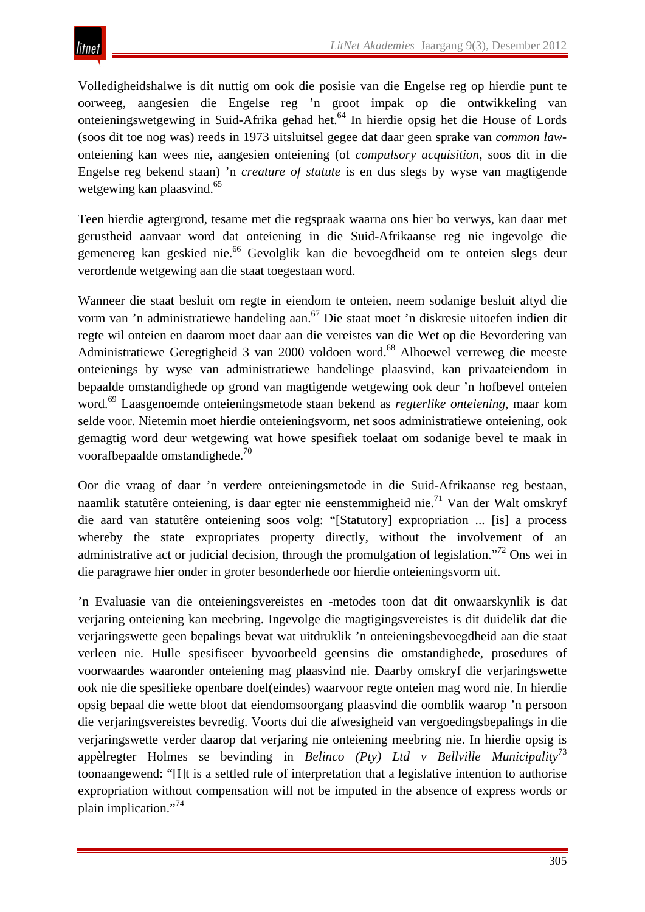Volledigheidshalwe is dit nuttig om ook die posisie van die Engelse reg op hierdie punt te oorweeg, aangesien die Engelse reg 'n groot impak op die ontwikkeling van onteieningswetgewing in Suid-Afrika gehad het.[64] In hierdie opsig het die House of Lords (soos dit toe nog was) reeds in 1973 uitsluitsel gegee dat daar geen sprake van *common law*-onteiening kan wees nie, aangesien onteiening (of *compulsory acquisition*, soos dit in die Engelse reg bekend staan) 'n *creature of statute* is en dus slegs by wyse van magtigende wetgewing kan plaasvind.[65]

Teen hierdie agtergrond, tesame met die regspraak waarna ons hier bo verwys, kan daar met gerustheid aanvaar word dat onteiening in die Suid-Afrikaanse reg nie ingevolge die gemenereg kan geskied nie.[66] Gevolglik kan die bevoegdheid om te onteien slegs deur verordende wetgewing aan die staat toegestaan word.

Wanneer die staat besluit om regte in eiendom te onteien, neem sodanige besluit altyd die vorm van 'n administratiewe handeling aan.[67] Die staat moet 'n diskresie uitoefen indien dit regte wil onteien en daarom moet daar aan die vereistes van die Wet op die Bevordering van Administratiewe Geregtigheid 3 van 2000 voldoen word.[68] Alhoewel verreweg die meeste onteienings by wyse van administratiewe handelinge plaasvind, kan privaateiendom in bepaalde omstandighede op grond van magtigende wetgewing ook deur 'n hofbevel onteien word.[69] Laasgenoemde onteieningsmetode staan bekend as *regterlike onteiening*, maar kom selde voor. Nietemin moet hierdie onteieningsvorm, net soos administratiewe onteiening, ook gemagtig word deur wetgewing wat howe spesifiek toelaat om sodanige bevel te maak in voorafbepaalde omstandighede.[70]

Oor die vraag of daar 'n verdere onteieningsmetode in die Suid-Afrikaanse reg bestaan, naamlik statutêre onteiening, is daar egter nie eenstemmigheid nie.[71] Van der Walt omskryf die aard van statutêre onteiening soos volg: "[Statutory] expropriation ... [is] a process whereby the state expropriates property directly, without the involvement of an administrative act or judicial decision, through the promulgation of legislation."[72] Ons wei in die paragrawe hier onder in groter besonderhede oor hierdie onteieningsvorm uit.

'n Evaluasie van die onteieningsvereistes en -metodes toon dat dit onwaarskynlik is dat verjaring onteiening kan meebring. Ingevolge die magtigingsvereistes is dit duidelik dat die verjaringswette geen bepalings bevat wat uitdruklik 'n onteieningsbevoegdheid aan die staat verleen nie. Hulle spesifiseer byvoorbeeld geensins die omstandighede, prosedures of voorwaardes waaronder onteiening mag plaasvind nie. Daarby omskryf die verjaringswette ook nie die spesifieke openbare doel(eindes) waarvoor regte onteien mag word nie. In hierdie opsig bepaal die wette bloot dat eiendomsoorgang plaasvind die oomblik waarop 'n persoon die verjaringsvereistes bevredig. Voorts dui die afwesigheid van vergoedingsbepalings in die verjaringswette verder daarop dat verjaring nie onteiening meebring nie. In hierdie opsig is appèlregter Holmes se bevinding in *Belinco (Pty) Ltd v Bellville Municipality*[73] toonaangewend: "[I]t is a settled rule of interpretation that a legislative intention to authorise expropriation without compensation will not be imputed in the absence of express words or plain implication."[74]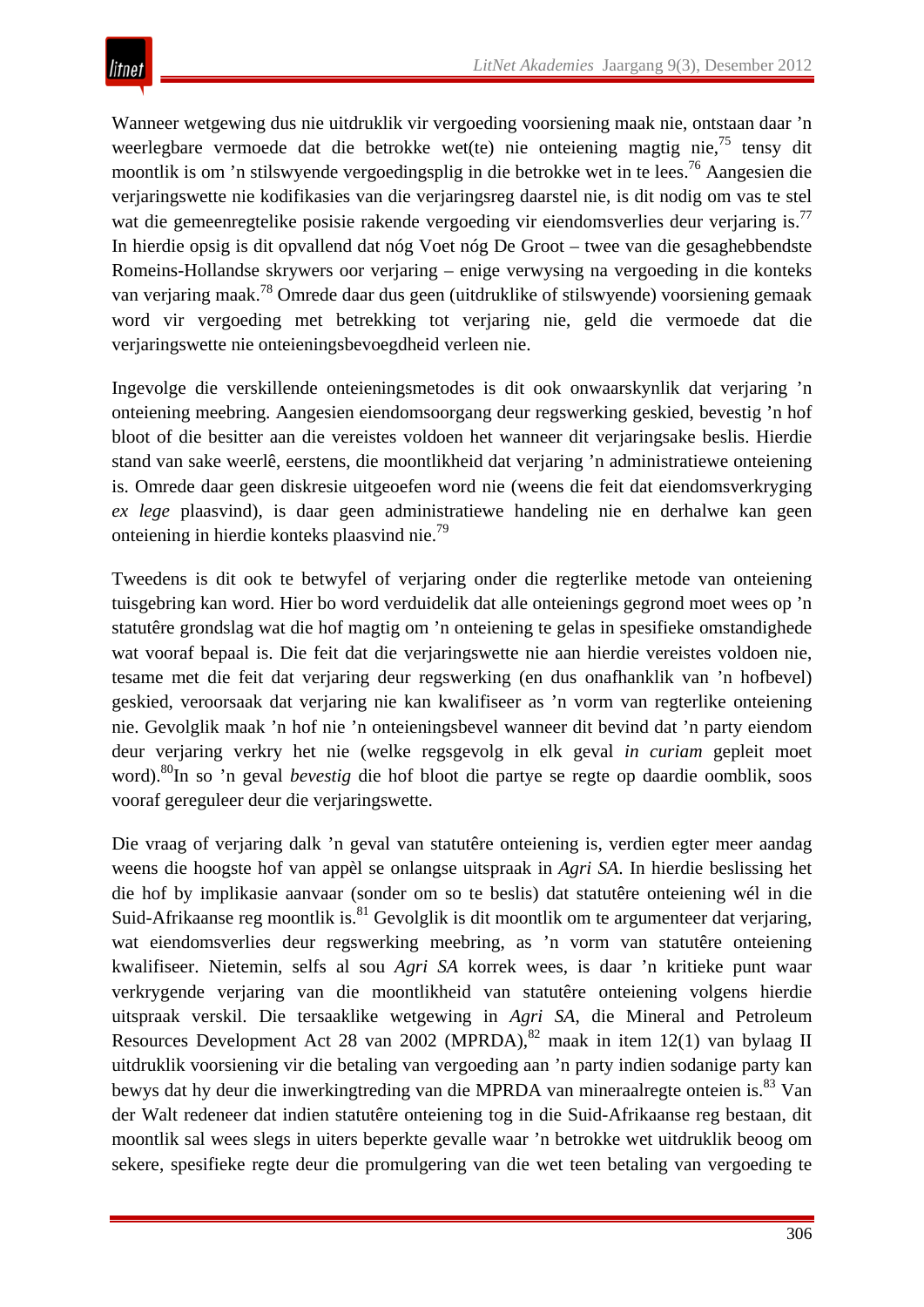Wanneer wetgewing dus nie uitdruklik vir vergoeding voorsiening maak nie, ontstaan daar ’n weerlegbare vermoede dat die betrokke wet(te) nie onteiening magtig nie,[75] tensy dit moontlik is om ’n stilswyende vergoedingsplig in die betrokke wet in te lees.[76] Aangesien die verjaringswette nie kodifikasies van die verjaringsreg daarstel nie, is dit nodig om vas te stel wat die gemeenregtelike posisie rakende vergoeding vir eiendomsverlies deur verjaring is.[77] In hierdie opsig is dit opvallend dat nóg Voet nóg De Groot – twee van die gesaghebbendste Romeins-Hollandse skrywers oor verjaring – enige verwysing na vergoeding in die konteks van verjaring maak.[78] Omrede daar dus geen (uitdruklike of stilswyende) voorsiening gemaak word vir vergoeding met betrekking tot verjaring nie, geld die vermoede dat die verjaringswette nie onteieningsbevoegdheid verleen nie.

Ingevolge die verskillende onteieningsmetodes is dit ook onwaarskynlik dat verjaring ’n onteiening meebring. Aangesien eiendomsoorgang deur regswerking geskied, bevestig ’n hof bloot of die besitter aan die vereistes voldoen het wanneer dit verjaringsake beslis. Hierdie stand van sake weerlê, eerstens, die moontlikheid dat verjaring ’n administratiewe onteiening is. Omrede daar geen diskresie uitgeoefen word nie (weens die feit dat eiendomsverkryging *ex lege* plaasvind), is daar geen administratiewe handeling nie en derhalwe kan geen onteiening in hierdie konteks plaasvind nie.[79]

Tweedens is dit ook te betwyfel of verjaring onder die regterlike metode van onteiening tuisgebring kan word. Hier bo word verduidelik dat alle onteienings gegrond moet wees op ’n statutêre grondslag wat die hof magtig om ’n onteiening te gelas in spesifieke omstandighede wat vooraf bepaal is. Die feit dat die verjaringswette nie aan hierdie vereistes voldoen nie, tesame met die feit dat verjaring deur regswerking (en dus onafhanklik van ’n hofbevel) geskied, veroorsaak dat verjaring nie kan kwalifiseer as ’n vorm van regterlike onteiening nie. Gevolglik maak ’n hof nie ’n onteieningsbevel wanneer dit bevind dat ’n party eiendom deur verjaring verkry het nie (welke regsgevolg in elk geval *in curiam* gepleit moet word).[80]In so ’n geval *bevestig* die hof bloot die partye se regte op daardie oomblik, soos vooraf gereguleer deur die verjaringswette.

Die vraag of verjaring dalk ’n geval van statutêre onteiening is, verdien egter meer aandag weens die hoogste hof van appèl se onlangse uitspraak in *Agri SA*. In hierdie beslissing het die hof by implikasie aanvaar (sonder om so te beslis) dat statutêre onteiening wél in die Suid-Afrikaanse reg moontlik is.[81] Gevolglik is dit moontlik om te argumenteer dat verjaring, wat eiendomsverlies deur regswerking meebring, as ’n vorm van statutêre onteiening kwalifiseer. Nietemin, selfs al sou *Agri SA* korrek wees, is daar ’n kritieke punt waar verkrygende verjaring van die moontlikheid van statutêre onteiening volgens hierdie uitspraak verskil. Die tersaaklike wetgewing in *Agri SA*, die Mineral and Petroleum Resources Development Act 28 van 2002 (MPRDA),[82] maak in item 12(1) van bylaag II uitdruklik voorsiening vir die betaling van vergoeding aan ’n party indien sodanige party kan bewys dat hy deur die inwerkingtreding van die MPRDA van mineraalregte onteien is.[83] Van der Walt redeneer dat indien statutêre onteiening tog in die Suid-Afrikaanse reg bestaan, dit moontlik sal wees slegs in uiters beperkte gevalle waar ’n betrokke wet uitdruklik beoog om sekere, spesifieke regte deur die promulgering van die wet teen betaling van vergoeding te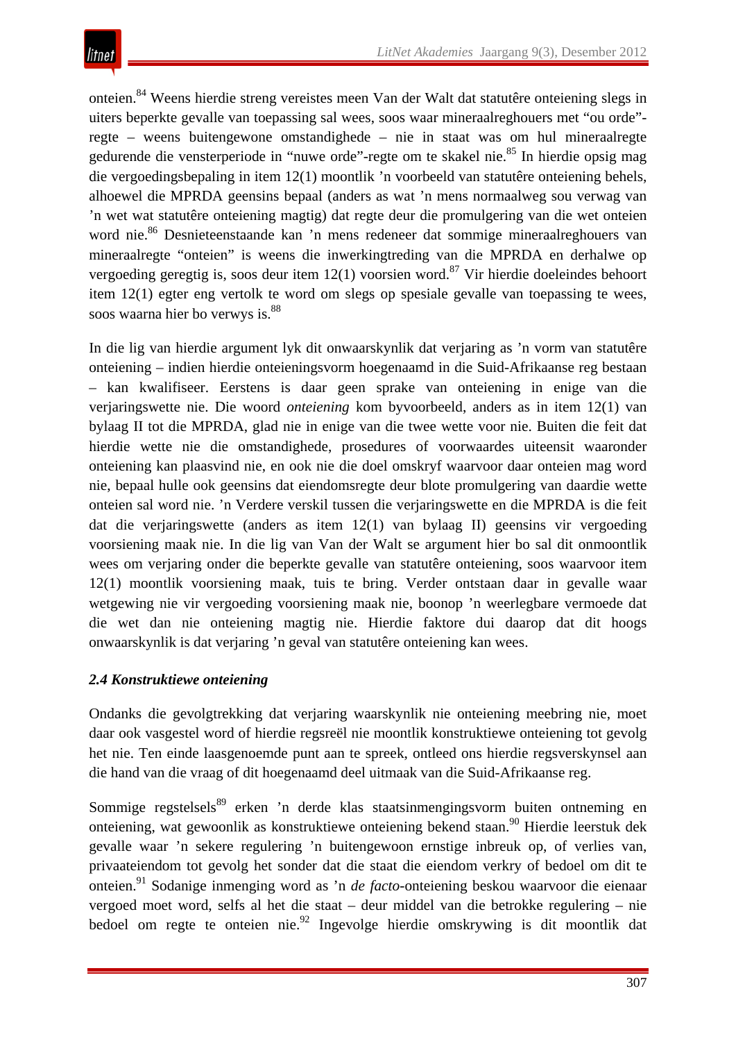onteien.[84] Weens hierdie streng vereistes meen Van der Walt dat statutêre onteiening slegs in uiters beperkte gevalle van toepassing sal wees, soos waar mineraalreghouers met "ou orde"-regte – weens buitengewone omstandighede – nie in staat was om hul mineraalregte gedurende die vensterperiode in "nuwe orde"-regte om te skakel nie.[85] In hierdie opsig mag die vergoedingsbepaling in item 12(1) moontlik 'n voorbeeld van statutêre onteiening behels, alhoewel die MPRDA geensins bepaal (anders as wat 'n mens normaalweg sou verwag van 'n wet wat statutêre onteiening magtig) dat regte deur die promulgering van die wet onteien word nie.[86] Desnieteenstaande kan 'n mens redeneer dat sommige mineraalreghouers van mineraalregte "onteien" is weens die inwerkingtreding van die MPRDA en derhalwe op vergoeding geregtig is, soos deur item 12(1) voorsien word.[87] Vir hierdie doeleindes behoort item 12(1) egter eng vertolk te word om slegs op spesiale gevalle van toepassing te wees, soos waarna hier bo verwys is.[88]

In die lig van hierdie argument lyk dit onwaarskynlik dat verjaring as 'n vorm van statutêre onteiening – indien hierdie onteieningsvorm hoegenaamd in die Suid-Afrikaanse reg bestaan – kan kwalifiseer. Eerstens is daar geen sprake van onteiening in enige van die verjaringswette nie. Die woord *onteiening* kom byvoorbeeld, anders as in item 12(1) van bylaag II tot die MPRDA, glad nie in enige van die twee wette voor nie. Buiten die feit dat hierdie wette nie die omstandighede, prosedures of voorwaardes uiteensit waaronder onteiening kan plaasvind nie, en ook nie die doel omskryf waarvoor daar onteien mag word nie, bepaal hulle ook geensins dat eiendomsregte deur blote promulgering van daardie wette onteien sal word nie. 'n Verdere verskil tussen die verjaringswette en die MPRDA is die feit dat die verjaringswette (anders as item 12(1) van bylaag II) geensins vir vergoeding voorsiening maak nie. In die lig van Van der Walt se argument hier bo sal dit onmoontlik wees om verjaring onder die beperkte gevalle van statutêre onteiening, soos waarvoor item 12(1) moontlik voorsiening maak, tuis te bring. Verder ontstaan daar in gevalle waar wetgewing nie vir vergoeding voorsiening maak nie, boonop 'n weerlegbare vermoede dat die wet dan nie onteiening magtig nie. Hierdie faktore dui daarop dat dit hoogs onwaarskynlik is dat verjaring 'n geval van statutêre onteiening kan wees.

### *2.4 Konstruktiewe onteiening*

Ondanks die gevolgtrekking dat verjaring waarskynlik nie onteiening meebring nie, moet daar ook vasgestel word of hierdie regsreël nie moontlik konstruktiewe onteiening tot gevolg het nie. Ten einde laasgenoemde punt aan te spreek, ontleed ons hierdie regsverskynsel aan die hand van die vraag of dit hoegenaamd deel uitmaak van die Suid-Afrikaanse reg.

Sommige regstelsels[89] erken 'n derde klas staatsinmengingsvorm buiten ontneming en onteiening, wat gewoonlik as konstruktiewe onteiening bekend staan.[90] Hierdie leerstuk dek gevalle waar 'n sekere regulering 'n buitengewoon ernstige inbreuk op, of verlies van, privaateiendom tot gevolg het sonder dat die staat die eiendom verkry of bedoel om dit te onteien.[91] Sodanige inmenging word as 'n *de facto*-onteiening beskou waarvoor die eienaar vergoed moet word, selfs al het die staat – deur middel van die betrokke regulering – nie bedoel om regte te onteien nie.[92] Ingevolge hierdie omskrywing is dit moontlik dat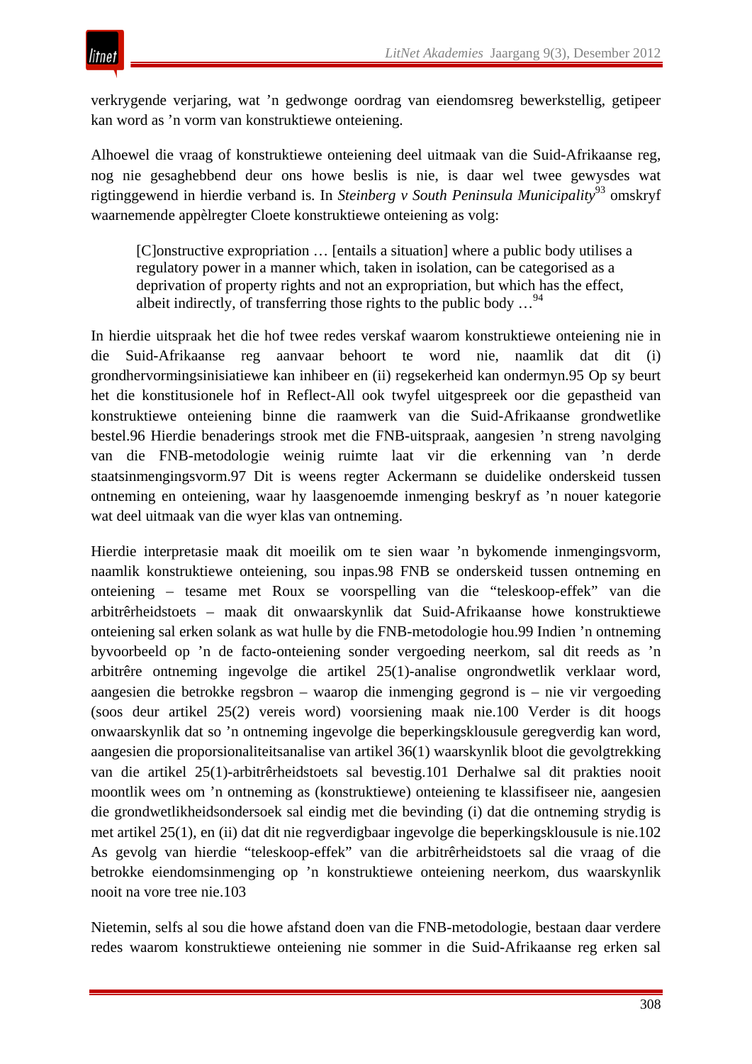verkrygende verjaring, wat ’n gedwonge oordrag van eiendomsreg bewerkstellig, getipeer kan word as ’n vorm van konstruktiewe onteiening.

Alhoewel die vraag of konstruktiewe onteiening deel uitmaak van die Suid-Afrikaanse reg, nog nie gesaghebbend deur ons howe beslis is nie, is daar wel twee gewysdes wat rigtinggewend in hierdie verband is. In *Steinberg v South Peninsula Municipality*[93] omskryf waarnemende appèlregter Cloete konstruktiewe onteiening as volg:

> [C]onstructive expropriation … [entails a situation] where a public body utilises a regulatory power in a manner which, taken in isolation, can be categorised as a deprivation of property rights and not an expropriation, but which has the effect, albeit indirectly, of transferring those rights to the public body …[94]

In hierdie uitspraak het die hof twee redes verskaf waarom konstruktiewe onteiening nie in die Suid-Afrikaanse reg aanvaar behoort te word nie, naamlik dat dit (i) grondhervormingsinisiatiewe kan inhibeer en (ii) regsekerheid kan ondermyn.95 Op sy beurt het die konstitusionele hof in Reflect-All ook twyfel uitgespreek oor die gepastheid van konstruktiewe onteiening binne die raamwerk van die Suid-Afrikaanse grondwetlike bestel.96 Hierdie benaderings strook met die FNB-uitspraak, aangesien ’n streng navolging van die FNB-metodologie weinig ruimte laat vir die erkenning van ’n derde staatsinmengingsvorm.97 Dit is weens regter Ackermann se duidelike onderskeid tussen ontneming en onteiening, waar hy laasgenoemde inmenging beskryf as ’n nouer kategorie wat deel uitmaak van die wyer klas van ontneming.

Hierdie interpretasie maak dit moeilik om te sien waar ’n bykomende inmengingsvorm, naamlik konstruktiewe onteiening, sou inpas.98 FNB se onderskeid tussen ontneming en onteiening – tesame met Roux se voorspelling van die “teleskoop-effek” van die arbitrêrheidstoets – maak dit onwaarskynlik dat Suid-Afrikaanse howe konstruktiewe onteiening sal erken solank as wat hulle by die FNB-metodologie hou.99 Indien ’n ontneming byvoorbeeld op ’n de facto-onteiening sonder vergoeding neerkom, sal dit reeds as ’n arbitrêre ontneming ingevolge die artikel 25(1)-analise ongrondwetlik verklaar word, aangesien die betrokke regsbron – waarop die inmenging gegrond is – nie vir vergoeding (soos deur artikel 25(2) vereis word) voorsiening maak nie.100 Verder is dit hoogs onwaarskynlik dat so ’n ontneming ingevolge die beperkingsklousule geregverdig kan word, aangesien die proporsionaliteitsanalise van artikel 36(1) waarskynlik bloot die gevolgtrekking van die artikel 25(1)-arbitrêrheidstoets sal bevestig.101 Derhalwe sal dit prakties nooit moontlik wees om ’n ontneming as (konstruktiewe) onteiening te klassifiseer nie, aangesien die grondwetlikheidsondersoek sal eindig met die bevinding (i) dat die ontneming strydig is met artikel 25(1), en (ii) dat dit nie regverdigbaar ingevolge die beperkingsklousule is nie.102 As gevolg van hierdie “teleskoop-effek” van die arbitrêrheidstoets sal die vraag of die betrokke eiendomsinmenging op ’n konstruktiewe onteiening neerkom, dus waarskynlik nooit na vore tree nie.103

Nietemin, selfs al sou die howe afstand doen van die FNB-metodologie, bestaan daar verdere redes waarom konstruktiewe onteiening nie sommer in die Suid-Afrikaanse reg erken sal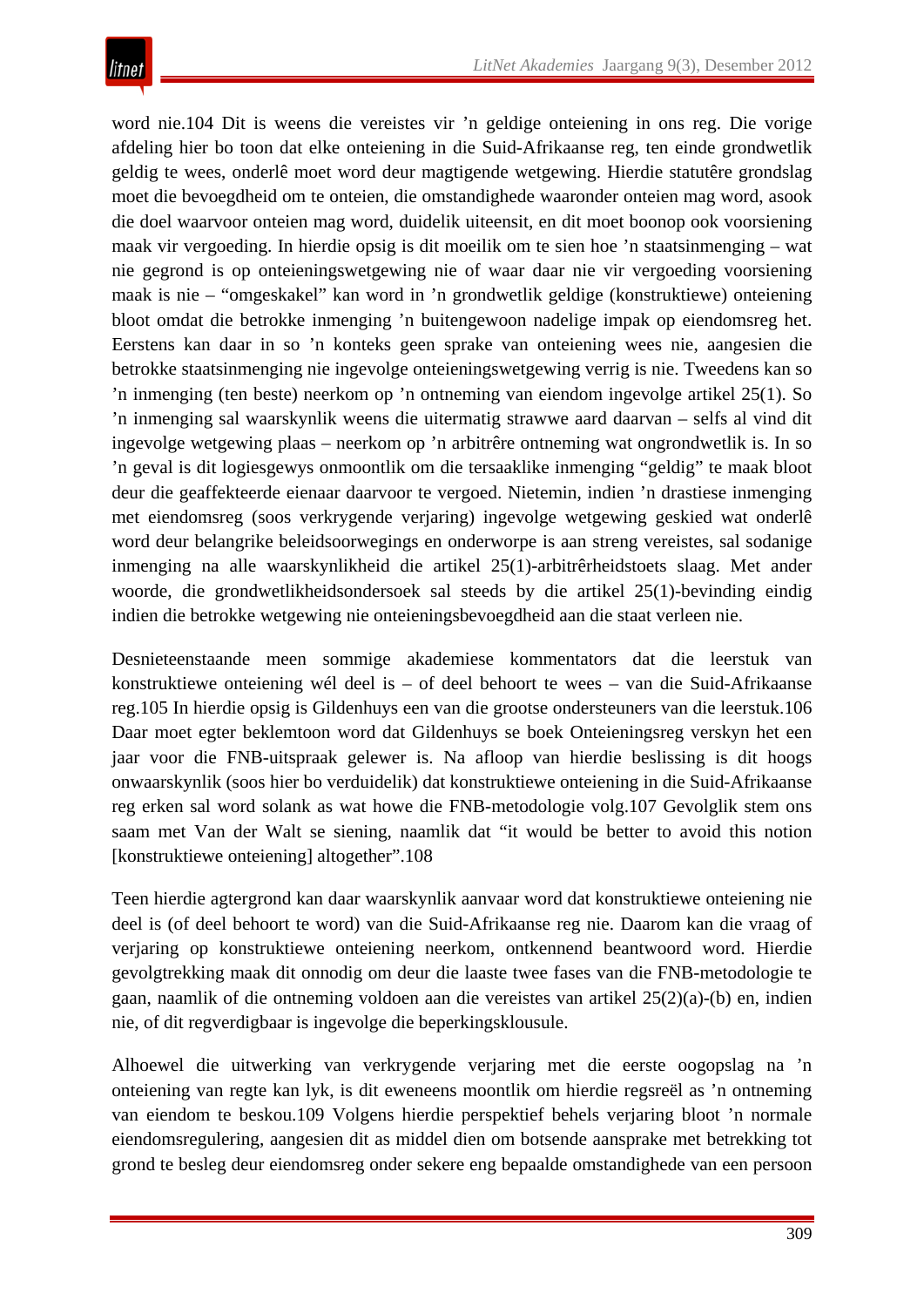word nie.104 Dit is weens die vereistes vir ’n geldige onteiening in ons reg. Die vorige afdeling hier bo toon dat elke onteiening in die Suid-Afrikaanse reg, ten einde grondwetlik geldig te wees, onderlê moet word deur magtigende wetgewing. Hierdie statutêre grondslag moet die bevoegdheid om te onteien, die omstandighede waaronder onteien mag word, asook die doel waarvoor onteien mag word, duidelik uiteensit, en dit moet boonop ook voorsiening maak vir vergoeding. In hierdie opsig is dit moeilik om te sien hoe ’n staatsinmenging – wat nie gegrond is op onteieningswetgewing nie of waar daar nie vir vergoeding voorsiening maak is nie – “omgeskakel” kan word in ’n grondwetlik geldige (konstruktiewe) onteiening bloot omdat die betrokke inmenging ’n buitengewoon nadelige impak op eiendomsreg het. Eerstens kan daar in so ’n konteks geen sprake van onteiening wees nie, aangesien die betrokke staatsinmenging nie ingevolge onteieningswetgewing verrig is nie. Tweedens kan so ’n inmenging (ten beste) neerkom op ’n ontneming van eiendom ingevolge artikel 25(1). So ’n inmenging sal waarskynlik weens die uitermatig strawwe aard daarvan – selfs al vind dit ingevolge wetgewing plaas – neerkom op ’n arbitrêre ontneming wat ongrondwetlik is. In so ’n geval is dit logiesgewys onmoontlik om die tersaaklike inmenging “geldig” te maak bloot deur die geaffekteerde eienaar daarvoor te vergoed. Nietemin, indien ’n drastiese inmenging met eiendomsreg (soos verkrygende verjaring) ingevolge wetgewing geskied wat onderlê word deur belangrike beleidsoorwegings en onderworpe is aan streng vereistes, sal sodanige inmenging na alle waarskynlikheid die artikel 25(1)-arbitrêrheidstoets slaag. Met ander woorde, die grondwetlikheidsondersoek sal steeds by die artikel 25(1)-bevinding eindig indien die betrokke wetgewing nie onteieningsbevoegdheid aan die staat verleen nie.

Desnieteenstaande meen sommige akademiese kommentators dat die leerstuk van konstruktiewe onteiening wél deel is – of deel behoort te wees – van die Suid-Afrikaanse reg.105 In hierdie opsig is Gildenhuys een van die grootse ondersteuners van die leerstuk.106 Daar moet egter beklemtoon word dat Gildenhuys se boek Onteieningsreg verskyn het een jaar voor die FNB-uitspraak gelewer is. Na afloop van hierdie beslissing is dit hoogs onwaarskynlik (soos hier bo verduidelik) dat konstruktiewe onteiening in die Suid-Afrikaanse reg erken sal word solank as wat howe die FNB-metodologie volg.107 Gevolglik stem ons saam met Van der Walt se siening, naamlik dat “it would be better to avoid this notion [konstruktiewe onteiening] altogether”.108

Teen hierdie agtergrond kan daar waarskynlik aanvaar word dat konstruktiewe onteiening nie deel is (of deel behoort te word) van die Suid-Afrikaanse reg nie. Daarom kan die vraag of verjaring op konstruktiewe onteiening neerkom, ontkennend beantwoord word. Hierdie gevolgtrekking maak dit onnodig om deur die laaste twee fases van die FNB-metodologie te gaan, naamlik of die ontneming voldoen aan die vereistes van artikel 25(2)(a)-(b) en, indien nie, of dit regverdigbaar is ingevolge die beperkingsklousule.

Alhoewel die uitwerking van verkrygende verjaring met die eerste oogopslag na ’n onteiening van regte kan lyk, is dit eweneens moontlik om hierdie regsreël as ’n ontneming van eiendom te beskou.109 Volgens hierdie perspektief behels verjaring bloot ’n normale eiendomsregulering, aangesien dit as middel dien om botsende aansprake met betrekking tot grond te besleg deur eiendomsreg onder sekere eng bepaalde omstandighede van een persoon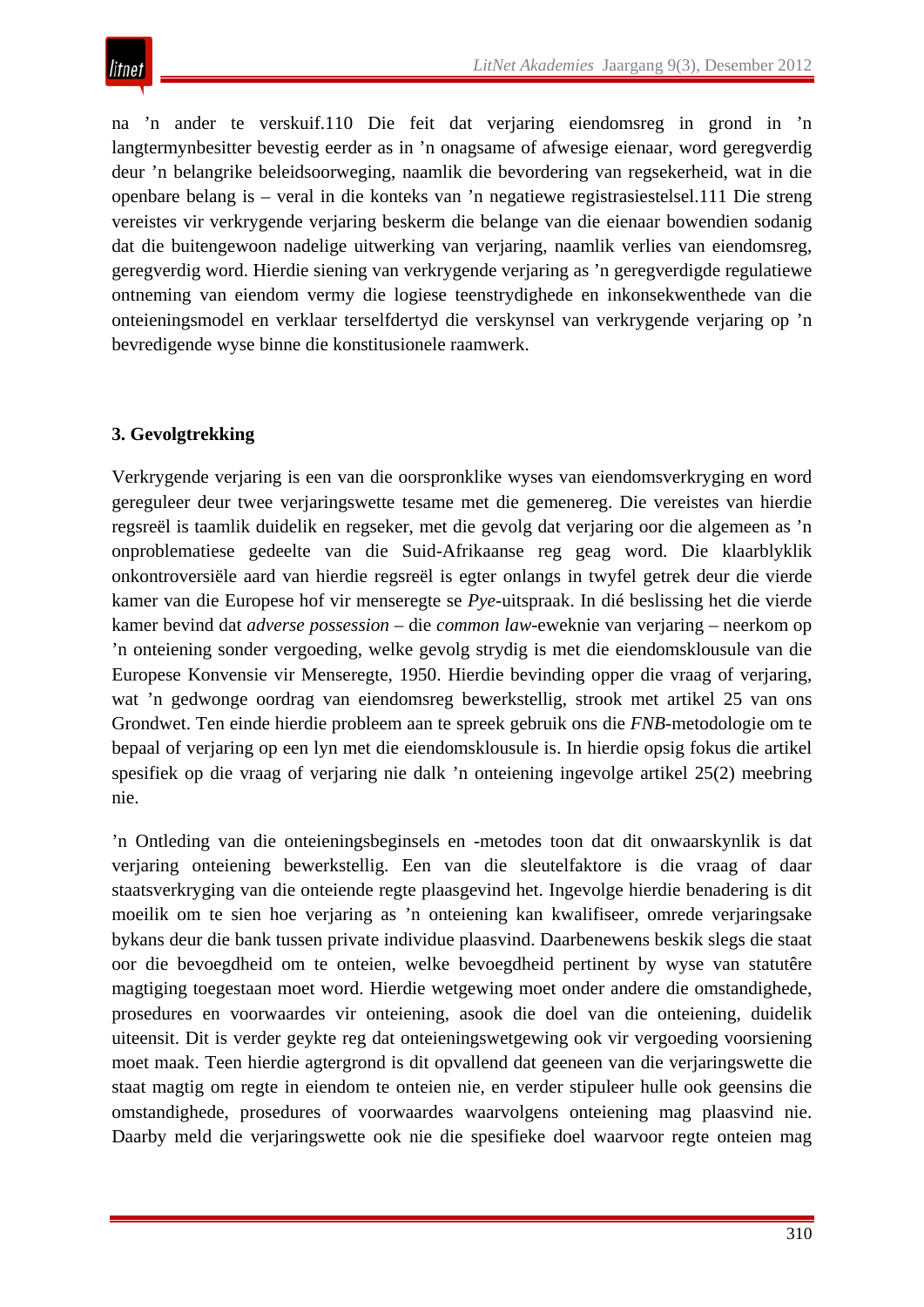na ’n ander te verskuif.[110] Die feit dat verjaring eiendomsreg in grond in ’n langtermynbesitter bevestig eerder as in ’n onagsame of afwesige eienaar, word geregverdig deur ’n belangrike beleidsoorweging, naamlik die bevordering van regsekerheid, wat in die openbare belang is – veral in die konteks van ’n negatiewe registrasiestelsel.[111] Die streng vereistes vir verkrygende verjaring beskerm die belange van die eienaar bowendien sodanig dat die buitengewoon nadelige uitwerking van verjaring, naamlik verlies van eiendomsreg, geregverdig word. Hierdie siening van verkrygende verjaring as ’n geregverdigde regulatiewe ontneming van eiendom vermy die logiese teenstrydighede en inkonsekwenthede van die onteieningsmodel en verklaar terselfdertyd die verskynsel van verkrygende verjaring op ’n bevredigende wyse binne die konstitusionele raamwerk.

## 3. Gevolgtrekking

Verkrygende verjaring is een van die oorspronklike wyses van eiendomsverkryging en word gereguleer deur twee verjaringswette tesame met die gemenereg. Die vereistes van hierdie regsreël is taamlik duidelik en regseker, met die gevolg dat verjaring oor die algemeen as ’n onproblematiese gedeelte van die Suid-Afrikaanse reg geag word. Die klaarblyklik onkontroversiële aard van hierdie regsreël is egter onlangs in twyfel getrek deur die vierde kamer van die Europese hof vir menseregte se *Pye*-uitspraak. In dié beslissing het die vierde kamer bevind dat *adverse possession* – die *common law*-eweknie van verjaring – neerkom op ’n onteiening sonder vergoeding, welke gevolg strydig is met die eiendomsklousule van die Europese Konvensie vir Menseregte, 1950. Hierdie bevinding opper die vraag of verjaring, wat ’n gedwonge oordrag van eiendomsreg bewerkstellig, strook met artikel 25 van ons Grondwet. Ten einde hierdie probleem aan te spreek gebruik ons die *FNB*-metodologie om te bepaal of verjaring op een lyn met die eiendomsklousule is. In hierdie opsig fokus die artikel spesifiek op die vraag of verjaring nie dalk ’n onteiening ingevolge artikel 25(2) meebring nie.

’n Ontleding van die onteieningsbeginsels en -metodes toon dat dit onwaarskynlik is dat verjaring onteiening bewerkstellig. Een van die sleutelfaktore is die vraag of daar staatsverkryging van die onteiende regte plaasgevind het. Ingevolge hierdie benadering is dit moeilik om te sien hoe verjaring as ’n onteiening kan kwalifiseer, omrede verjaringsake bykans deur die bank tussen private individue plaasvind. Daarbenewens beskik slegs die staat oor die bevoegdheid om te onteien, welke bevoegdheid pertinent by wyse van statutêre magtiging toegestaan moet word. Hierdie wetgewing moet onder andere die omstandighede, prosedures en voorwaardes vir onteiening, asook die doel van die onteiening, duidelik uiteensit. Dit is verder geykte reg dat onteieningswetgewing ook vir vergoeding voorsiening moet maak. Teen hierdie agtergrond is dit opvallend dat geeneen van die verjaringswette die staat magtig om regte in eiendom te onteien nie, en verder stipuleer hulle ook geensins die omstandighede, prosedures of voorwaardes waarvolgens onteiening mag plaasvind nie. Daarby meld die verjaringswette ook nie die spesifieke doel waarvoor regte onteien mag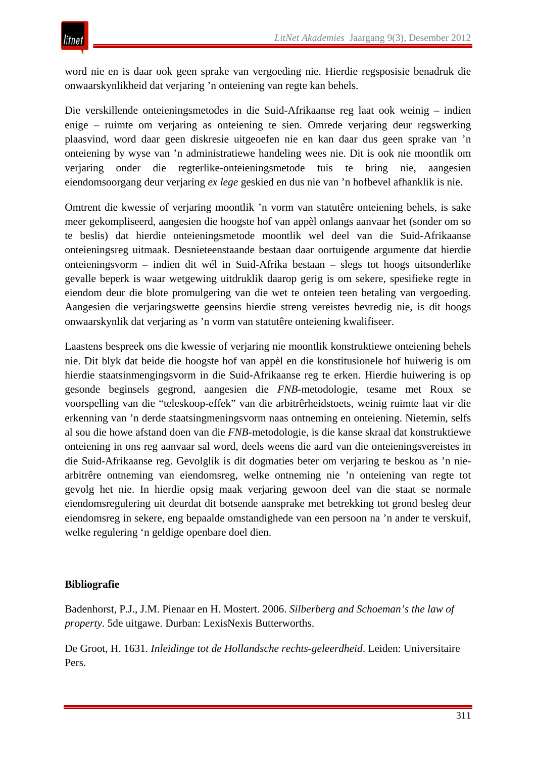word nie en is daar ook geen sprake van vergoeding nie. Hierdie regsposisie benadruk die onwaarskynlikheid dat verjaring ’n onteiening van regte kan behels.

Die verskillende onteieningsmetodes in die Suid-Afrikaanse reg laat ook weinig – indien enige – ruimte om verjaring as onteiening te sien. Omrede verjaring deur regswerking plaasvind, word daar geen diskresie uitgeoefen nie en kan daar dus geen sprake van ’n onteiening by wyse van ’n administratiewe handeling wees nie. Dit is ook nie moontlik om verjaring onder die regterlike-onteieningsmetode tuis te bring nie, aangesien eiendomsoorgang deur verjaring *ex lege* geskied en dus nie van ’n hofbevel afhanklik is nie.

Omtrent die kwessie of verjaring moontlik ’n vorm van statutêre onteiening behels, is sake meer gekompliseerd, aangesien die hoogste hof van appèl onlangs aanvaar het (sonder om so te beslis) dat hierdie onteieningsmetode moontlik wel deel van die Suid-Afrikaanse onteieningsreg uitmaak. Desnieteenstaande bestaan daar oortuigende argumente dat hierdie onteieningsvorm – indien dit wél in Suid-Afrika bestaan – slegs tot hoogs uitsonderlike gevalle beperk is waar wetgewing uitdruklik daarop gerig is om sekere, spesifieke regte in eiendom deur die blote promulgering van die wet te onteien teen betaling van vergoeding. Aangesien die verjaringswette geensins hierdie streng vereistes bevredig nie, is dit hoogs onwaarskynlik dat verjaring as ’n vorm van statutêre onteiening kwalifiseer.

Laastens bespreek ons die kwessie of verjaring nie moontlik konstruktiewe onteiening behels nie. Dit blyk dat beide die hoogste hof van appèl en die konstitusionele hof huiwerig is om hierdie staatsinmengingsvorm in die Suid-Afrikaanse reg te erken. Hierdie huiwering is op gesonde beginsels gegrond, aangesien die *FNB*-metodologie, tesame met Roux se voorspelling van die “teleskoop-effek” van die arbitrêrheidstoets, weinig ruimte laat vir die erkenning van ’n derde staatsingmeningsvorm naas ontneming en onteiening. Nietemin, selfs al sou die howe afstand doen van die *FNB*-metodologie, is die kanse skraal dat konstruktiewe onteiening in ons reg aanvaar sal word, deels weens die aard van die onteieningsvereistes in die Suid-Afrikaanse reg. Gevolglik is dit dogmaties beter om verjaring te beskou as ’n nie-arbitrêre ontneming van eiendomsreg, welke ontneming nie ’n onteiening van regte tot gevolg het nie. In hierdie opsig maak verjaring gewoon deel van die staat se normale eiendomsregulering uit deurdat dit botsende aansprake met betrekking tot grond besleg deur eiendomsreg in sekere, eng bepaalde omstandighede van een persoon na ’n ander te verskuif, welke regulering ‘n geldige openbare doel dien.

## Bibliografie

Badenhorst, P.J., J.M. Pienaar en H. Mostert. 2006. *Silberberg and Schoeman’s the law of property*. 5de uitgawe. Durban: LexisNexis Butterworths.

De Groot, H. 1631. *Inleidinge tot de Hollandsche rechts-geleerdheid*. Leiden: Universitaire Pers.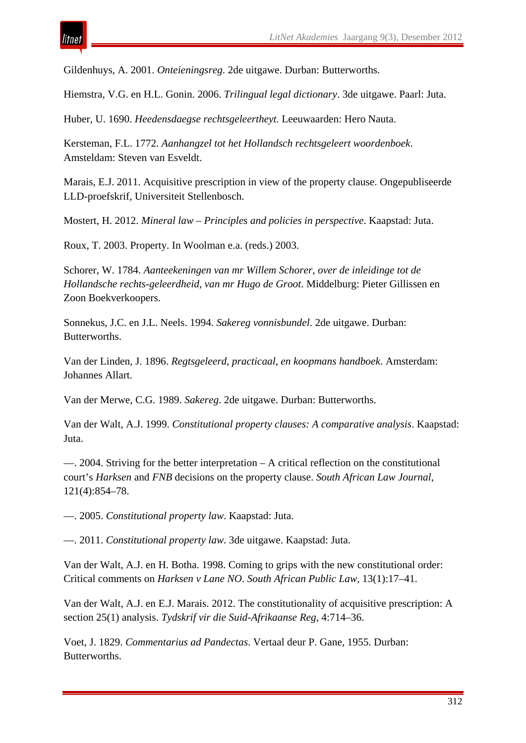Gildenhuys, A. 2001. *Onteieningsreg*. 2de uitgawe. Durban: Butterworths.

Hiemstra, V.G. en H.L. Gonin. 2006. *Trilingual legal dictionary*. 3de uitgawe. Paarl: Juta.

Huber, U. 1690. *Heedensdaegse rechtsgeleertheyt.* Leeuwaarden: Hero Nauta.

Kersteman, F.L. 1772. *Aanhangzel tot het Hollandsch rechtsgeleert woordenboek*. Amsteldam: Steven van Esveldt.

Marais, E.J. 2011. Acquisitive prescription in view of the property clause. Ongepubliseerde LLD-proefskrif, Universiteit Stellenbosch.

Mostert, H. 2012. *Mineral law – Principles and policies in perspective*. Kaapstad: Juta.

Roux, T. 2003. Property. In Woolman e.a. (reds.) 2003.

Schorer, W. 1784. *Aanteekeningen van mr Willem Schorer, over de inleidinge tot de Hollandsche rechts-geleerdheid, van mr Hugo de Groot*. Middelburg: Pieter Gillissen en Zoon Boekverkoopers.

Sonnekus, J.C. en J.L. Neels. 1994. *Sakereg vonnisbundel*. 2de uitgawe. Durban: Butterworths.

Van der Linden, J. 1896. *Regtsgeleerd, practicaal, en koopmans handboek*. Amsterdam: Johannes Allart.

Van der Merwe, C.G. 1989. *Sakereg*. 2de uitgawe. Durban: Butterworths.

Van der Walt, A.J. 1999. *Constitutional property clauses: A comparative analysis*. Kaapstad: Juta.

—. 2004. Striving for the better interpretation – A critical reflection on the constitutional court's *Harksen* and *FNB* decisions on the property clause. *South African Law Journal*, 121(4):854–78.

—. 2005. *Constitutional property law*. Kaapstad: Juta.

—. 2011. *Constitutional property law*. 3de uitgawe. Kaapstad: Juta.

Van der Walt, A.J. en H. Botha. 1998. Coming to grips with the new constitutional order: Critical comments on *Harksen v Lane NO*. *South African Public Law*, 13(1):17–41.

Van der Walt, A.J. en E.J. Marais. 2012. The constitutionality of acquisitive prescription: A section 25(1) analysis. *Tydskrif vir die Suid-Afrikaanse Reg*, 4:714–36.

Voet, J. 1829. *Commentarius ad Pandectas*. Vertaal deur P. Gane, 1955. Durban: Butterworths.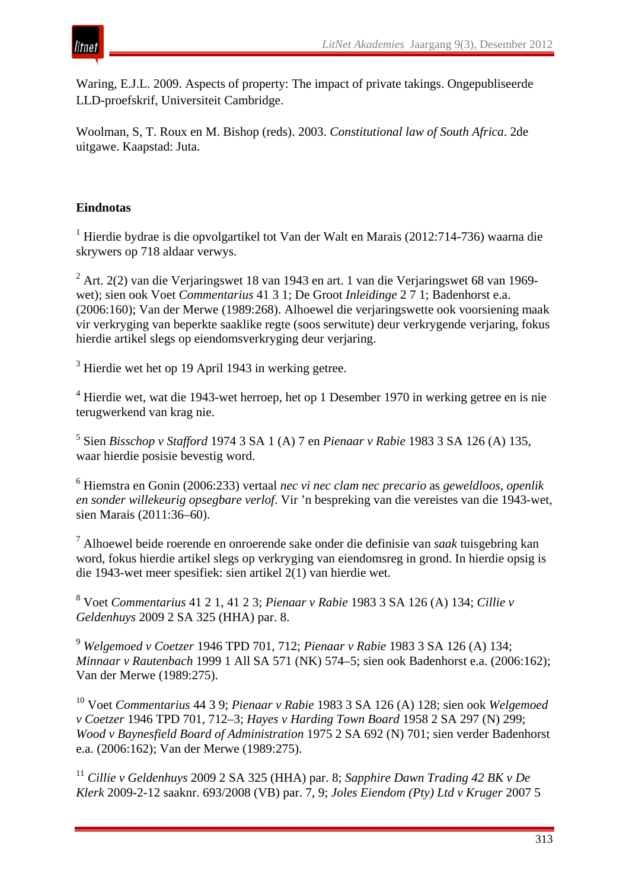Waring, E.J.L. 2009. Aspects of property: The impact of private takings. Ongepubliseerde LLD-proefskrif, Universiteit Cambridge.

Woolman, S, T. Roux en M. Bishop (reds). 2003. *Constitutional law of South Africa*. 2de uitgawe. Kaapstad: Juta.

**Eindnotas**

[1] Hierdie bydrae is die opvolgartikel tot Van der Walt en Marais (2012:714-736) waarna die skrywers op 718 aldaar verwys.

[2] Art. 2(2) van die Verjaringswet 18 van 1943 en art. 1 van die Verjaringswet 68 van 1969-wet); sien ook Voet *Commentarius* 41 3 1; De Groot *Inleidinge* 2 7 1; Badenhorst e.a. (2006:160); Van der Merwe (1989:268). Alhoewel die verjaringswette ook voorsiening maak vir verkryging van beperkte saaklike regte (soos serwitute) deur verkrygende verjaring, fokus hierdie artikel slegs op eiendomsverkryging deur verjaring.

[3] Hierdie wet het op 19 April 1943 in werking getree.

[4] Hierdie wet, wat die 1943-wet herroep, het op 1 Desember 1970 in werking getree en is nie terugwerkend van krag nie.

[5] Sien *Bisschop v Stafford* 1974 3 SA 1 (A) 7 en *Pienaar v Rabie* 1983 3 SA 126 (A) 135, waar hierdie posisie bevestig word.

[6] Hiemstra en Gonin (2006:233) vertaal *nec vi nec clam nec precario* as *geweldloos*, *openlik en sonder willekeurig opsegbare verlof*. Vir 'n bespreking van die vereistes van die 1943-wet, sien Marais (2011:36–60).

[7] Alhoewel beide roerende en onroerende sake onder die definisie van *saak* tuisgebring kan word, fokus hierdie artikel slegs op verkryging van eiendomsreg in grond. In hierdie opsig is die 1943-wet meer spesifiek: sien artikel 2(1) van hierdie wet.

[8] Voet *Commentarius* 41 2 1, 41 2 3; *Pienaar v Rabie* 1983 3 SA 126 (A) 134; *Cillie v Geldenhuys* 2009 2 SA 325 (HHA) par. 8.

[9] *Welgemoed v Coetzer* 1946 TPD 701, 712; *Pienaar v Rabie* 1983 3 SA 126 (A) 134; *Minnaar v Rautenbach* 1999 1 All SA 571 (NK) 574–5; sien ook Badenhorst e.a. (2006:162); Van der Merwe (1989:275).

[10] Voet *Commentarius* 44 3 9; *Pienaar v Rabie* 1983 3 SA 126 (A) 128; sien ook *Welgemoed v Coetzer* 1946 TPD 701, 712–3; *Hayes v Harding Town Board* 1958 2 SA 297 (N) 299; *Wood v Baynesfield Board of Administration* 1975 2 SA 692 (N) 701; sien verder Badenhorst e.a. (2006:162); Van der Merwe (1989:275).

[11] *Cillie v Geldenhuys* 2009 2 SA 325 (HHA) par. 8; *Sapphire Dawn Trading 42 BK v De Klerk* 2009-2-12 saaknr. 693/2008 (VB) par. 7, 9; *Joles Eiendom (Pty) Ltd v Kruger* 2007 5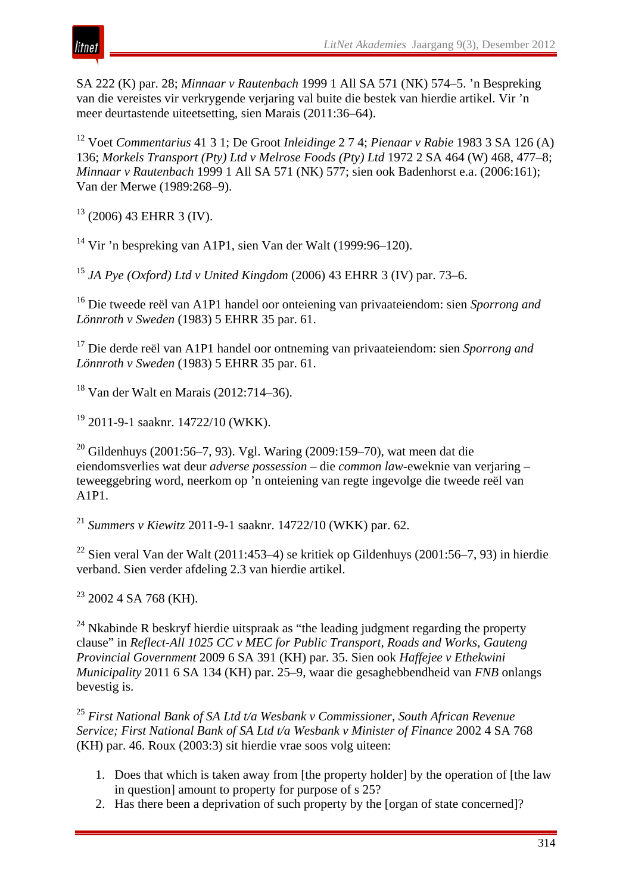SA 222 (K) par. 28; *Minnaar v Rautenbach* 1999 1 All SA 571 (NK) 574–5. ’n Bespreking van die vereistes vir verkrygende verjaring val buite die bestek van hierdie artikel. Vir ’n meer deurtastende uiteetsetting, sien Marais (2011:36–64).

[12] Voet *Commentarius* 41 3 1; De Groot *Inleidinge* 2 7 4; *Pienaar v Rabie* 1983 3 SA 126 (A) 136; *Morkels Transport (Pty) Ltd v Melrose Foods (Pty) Ltd* 1972 2 SA 464 (W) 468, 477–8; *Minnaar v Rautenbach* 1999 1 All SA 571 (NK) 577; sien ook Badenhorst e.a. (2006:161); Van der Merwe (1989:268–9).

[13] (2006) 43 EHRR 3 (IV).

[14] Vir ’n bespreking van A1P1, sien Van der Walt (1999:96–120).

[15] *JA Pye (Oxford) Ltd v United Kingdom* (2006) 43 EHRR 3 (IV) par. 73–6.

[16] Die tweede reël van A1P1 handel oor onteiening van privaateiendom: sien *Sporrong and Lönnroth v Sweden* (1983) 5 EHRR 35 par. 61.

[17] Die derde reël van A1P1 handel oor ontneming van privaateiendom: sien *Sporrong and Lönnroth v Sweden* (1983) 5 EHRR 35 par. 61.

[18] Van der Walt en Marais (2012:714–36).

[19] 2011-9-1 saaknr. 14722/10 (WKK).

[20] Gildenhuys (2001:56–7, 93). Vgl. Waring (2009:159–70), wat meen dat die eiendomsverlies wat deur *adverse possession* – die *common law*-eweknie van verjaring – teweeggebring word, neerkom op ’n onteiening van regte ingevolge die tweede reël van A1P1.

[21] *Summers v Kiewitz* 2011-9-1 saaknr. 14722/10 (WKK) par. 62.

[22] Sien veral Van der Walt (2011:453–4) se kritiek op Gildenhuys (2001:56–7, 93) in hierdie verband. Sien verder afdeling 2.3 van hierdie artikel.

[23] 2002 4 SA 768 (KH).

[24] Nkabinde R beskryf hierdie uitspraak as “the leading judgment regarding the property clause” in *Reflect-All 1025 CC v MEC for Public Transport, Roads and Works, Gauteng Provincial Government* 2009 6 SA 391 (KH) par. 35. Sien ook *Haffejee v Ethekwini Municipality* 2011 6 SA 134 (KH) par. 25–9, waar die gesaghebbendheid van *FNB* onlangs bevestig is.

[25] *First National Bank of SA Ltd t/a Wesbank v Commissioner, South African Revenue Service; First National Bank of SA Ltd t/a Wesbank v Minister of Finance* 2002 4 SA 768 (KH) par. 46. Roux (2003:3) sit hierdie vrae soos volg uiteen:

1. Does that which is taken away from [the property holder] by the operation of [the law in question] amount to property for purpose of s 25?
2. Has there been a deprivation of such property by the [organ of state concerned]?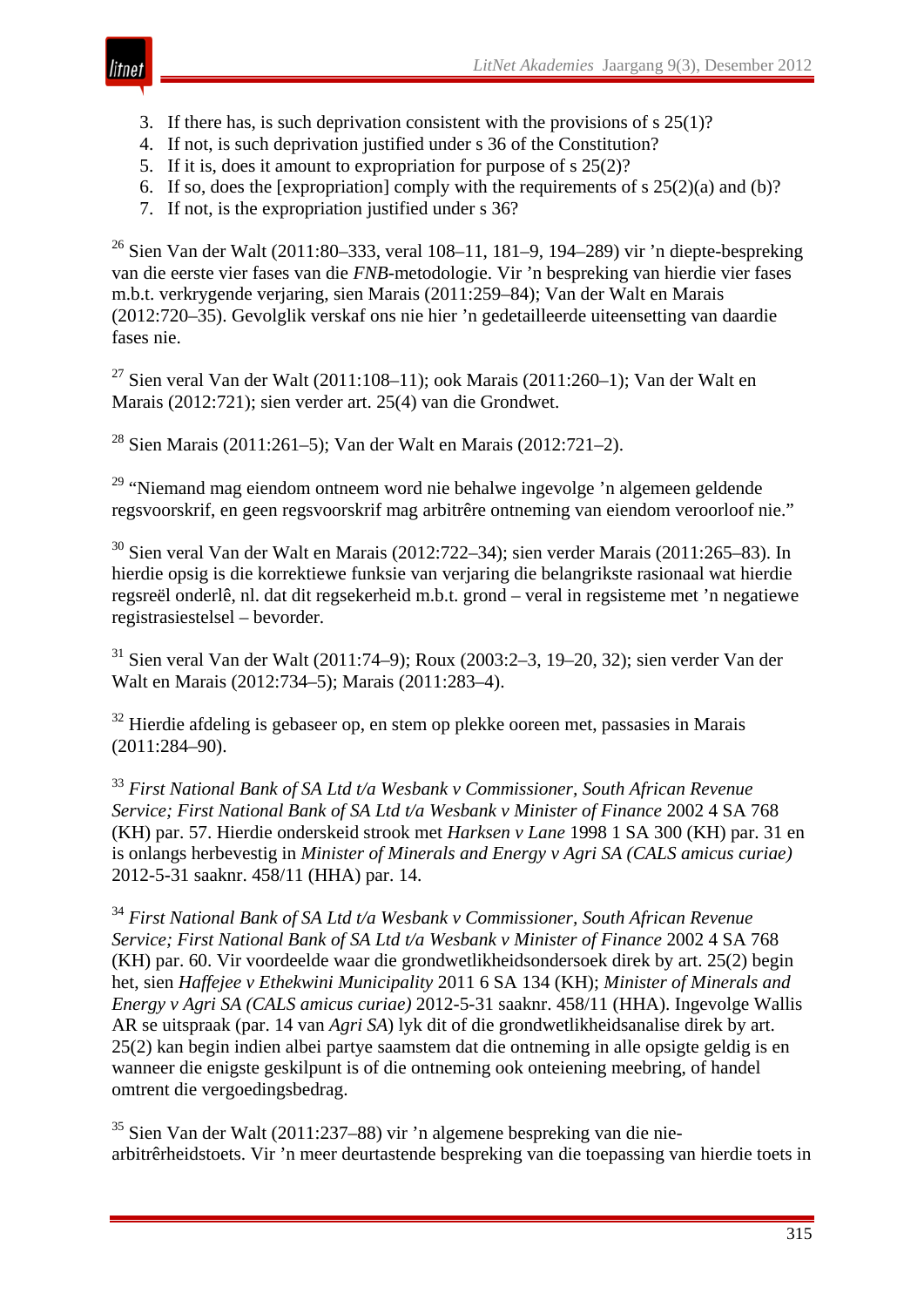3. If there has, is such deprivation consistent with the provisions of s 25(1)?
4. If not, is such deprivation justified under s 36 of the Constitution?
5. If it is, does it amount to expropriation for purpose of s 25(2)?
6. If so, does the [expropriation] comply with the requirements of s 25(2)(a) and (b)?
7. If not, is the expropriation justified under s 36?

[26] Sien Van der Walt (2011:80–333, veral 108–11, 181–9, 194–289) vir ’n diepte-bespreking van die eerste vier fases van die *FNB*-metodologie. Vir ’n bespreking van hierdie vier fases m.b.t. verkrygende verjaring, sien Marais (2011:259–84); Van der Walt en Marais (2012:720–35). Gevolglik verskaf ons nie hier ’n gedetailleerde uiteensetting van daardie fases nie.

[27] Sien veral Van der Walt (2011:108–11); ook Marais (2011:260–1); Van der Walt en Marais (2012:721); sien verder art. 25(4) van die Grondwet.

[28] Sien Marais (2011:261–5); Van der Walt en Marais (2012:721–2).

[29] “Niemand mag eiendom ontneem word nie behalwe ingevolge ’n algemeen geldende regsvoorskrif, en geen regsvoorskrif mag arbitrêre ontneming van eiendom veroorloof nie.”

[30] Sien veral Van der Walt en Marais (2012:722–34); sien verder Marais (2011:265–83). In hierdie opsig is die korrektiewe funksie van verjaring die belangrikste rasionaal wat hierdie regsreël onderlê, nl. dat dit regsekerheid m.b.t. grond – veral in regsisteme met ’n negatiewe registrasiestelsel – bevorder.

[31] Sien veral Van der Walt (2011:74–9); Roux (2003:2–3, 19–20, 32); sien verder Van der Walt en Marais (2012:734–5); Marais (2011:283–4).

[32] Hierdie afdeling is gebaseer op, en stem op plekke ooreen met, passasies in Marais (2011:284–90).

[33] *First National Bank of SA Ltd t/a Wesbank v Commissioner, South African Revenue Service; First National Bank of SA Ltd t/a Wesbank v Minister of Finance* 2002 4 SA 768 (KH) par. 57. Hierdie onderskeid strook met *Harksen v Lane* 1998 1 SA 300 (KH) par. 31 en is onlangs herbevestig in *Minister of Minerals and Energy v Agri SA (CALS amicus curiae)* 2012-5-31 saaknr. 458/11 (HHA) par. 14.

[34] *First National Bank of SA Ltd t/a Wesbank v Commissioner, South African Revenue Service; First National Bank of SA Ltd t/a Wesbank v Minister of Finance* 2002 4 SA 768 (KH) par. 60. Vir voordeelde waar die grondwetlikheidsondersoek direk by art. 25(2) begin het, sien *Haffejee v Ethekwini Municipality* 2011 6 SA 134 (KH); *Minister of Minerals and Energy v Agri SA (CALS amicus curiae)* 2012-5-31 saaknr. 458/11 (HHA). Ingevolge Wallis AR se uitspraak (par. 14 van *Agri SA*) lyk dit of die grondwetlikheidsanalise direk by art. 25(2) kan begin indien albei partye saamstem dat die ontneming in alle opsigte geldig is en wanneer die enigste geskilpunt is of die ontneming ook onteiening meebring, of handel omtrent die vergoedingsbedrag.

[35] Sien Van der Walt (2011:237–88) vir ’n algemene bespreking van die nie-arbitrêrheidstoets. Vir ’n meer deurtastende bespreking van die toepassing van hierdie toets in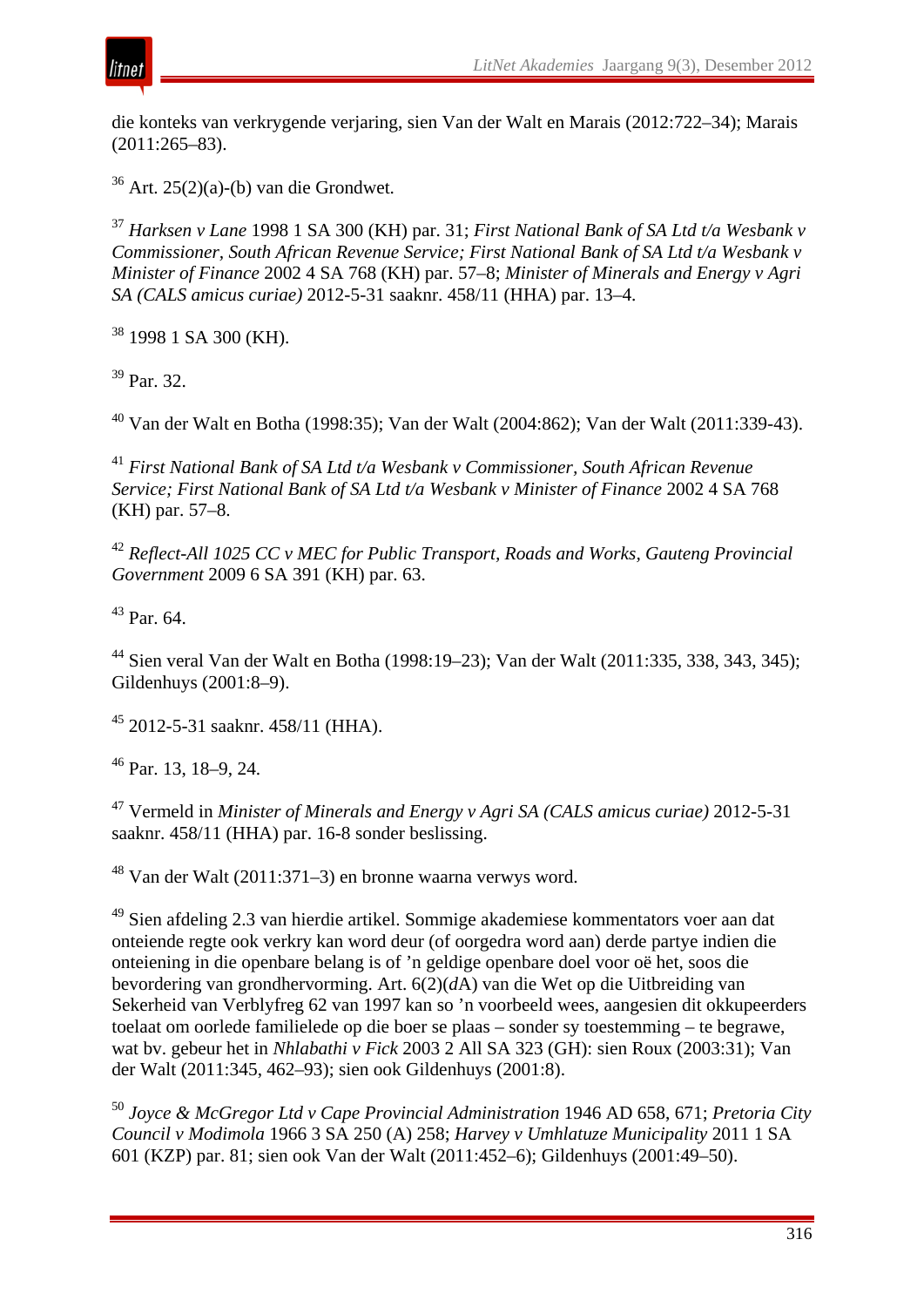die konteks van verkrygende verjaring, sien Van der Walt en Marais (2012:722–34); Marais (2011:265–83).

[36] Art. 25(2)(a)-(b) van die Grondwet.

[37] *Harksen v Lane* 1998 1 SA 300 (KH) par. 31; *First National Bank of SA Ltd t/a Wesbank v Commissioner, South African Revenue Service; First National Bank of SA Ltd t/a Wesbank v Minister of Finance* 2002 4 SA 768 (KH) par. 57–8; *Minister of Minerals and Energy v Agri SA (CALS amicus curiae)* 2012-5-31 saaknr. 458/11 (HHA) par. 13–4.

[38] 1998 1 SA 300 (KH).

[39] Par. 32.

[40] Van der Walt en Botha (1998:35); Van der Walt (2004:862); Van der Walt (2011:339-43).

[41] *First National Bank of SA Ltd t/a Wesbank v Commissioner, South African Revenue Service; First National Bank of SA Ltd t/a Wesbank v Minister of Finance* 2002 4 SA 768 (KH) par. 57–8.

[42] *Reflect-All 1025 CC v MEC for Public Transport, Roads and Works, Gauteng Provincial Government* 2009 6 SA 391 (KH) par. 63.

[43] Par. 64.

[44] Sien veral Van der Walt en Botha (1998:19–23); Van der Walt (2011:335, 338, 343, 345); Gildenhuys (2001:8–9).

[45] 2012-5-31 saaknr. 458/11 (HHA).

[46] Par. 13, 18–9, 24.

[47] Vermeld in *Minister of Minerals and Energy v Agri SA (CALS amicus curiae)* 2012-5-31 saaknr. 458/11 (HHA) par. 16-8 sonder beslissing.

[48] Van der Walt (2011:371–3) en bronne waarna verwys word.

[49] Sien afdeling 2.3 van hierdie artikel. Sommige akademiese kommentators voer aan dat onteiende regte ook verkry kan word deur (of oorgedra word aan) derde partye indien die onteiening in die openbare belang is of ’n geldige openbare doel voor oë het, soos die bevordering van grondhervorming. Art. 6(2)(*d*A) van die Wet op die Uitbreiding van Sekerheid van Verblyfreg 62 van 1997 kan so ’n voorbeeld wees, aangesien dit okkupeerders toelaat om oorlede familielede op die boer se plaas – sonder sy toestemming – te begrawe, wat bv. gebeur het in *Nhlabathi v Fick* 2003 2 All SA 323 (GH): sien Roux (2003:31); Van der Walt (2011:345, 462–93); sien ook Gildenhuys (2001:8).

[50] *Joyce & McGregor Ltd v Cape Provincial Administration* 1946 AD 658, 671; *Pretoria City Council v Modimola* 1966 3 SA 250 (A) 258; *Harvey v Umhlatuze Municipality* 2011 1 SA 601 (KZP) par. 81; sien ook Van der Walt (2011:452–6); Gildenhuys (2001:49–50).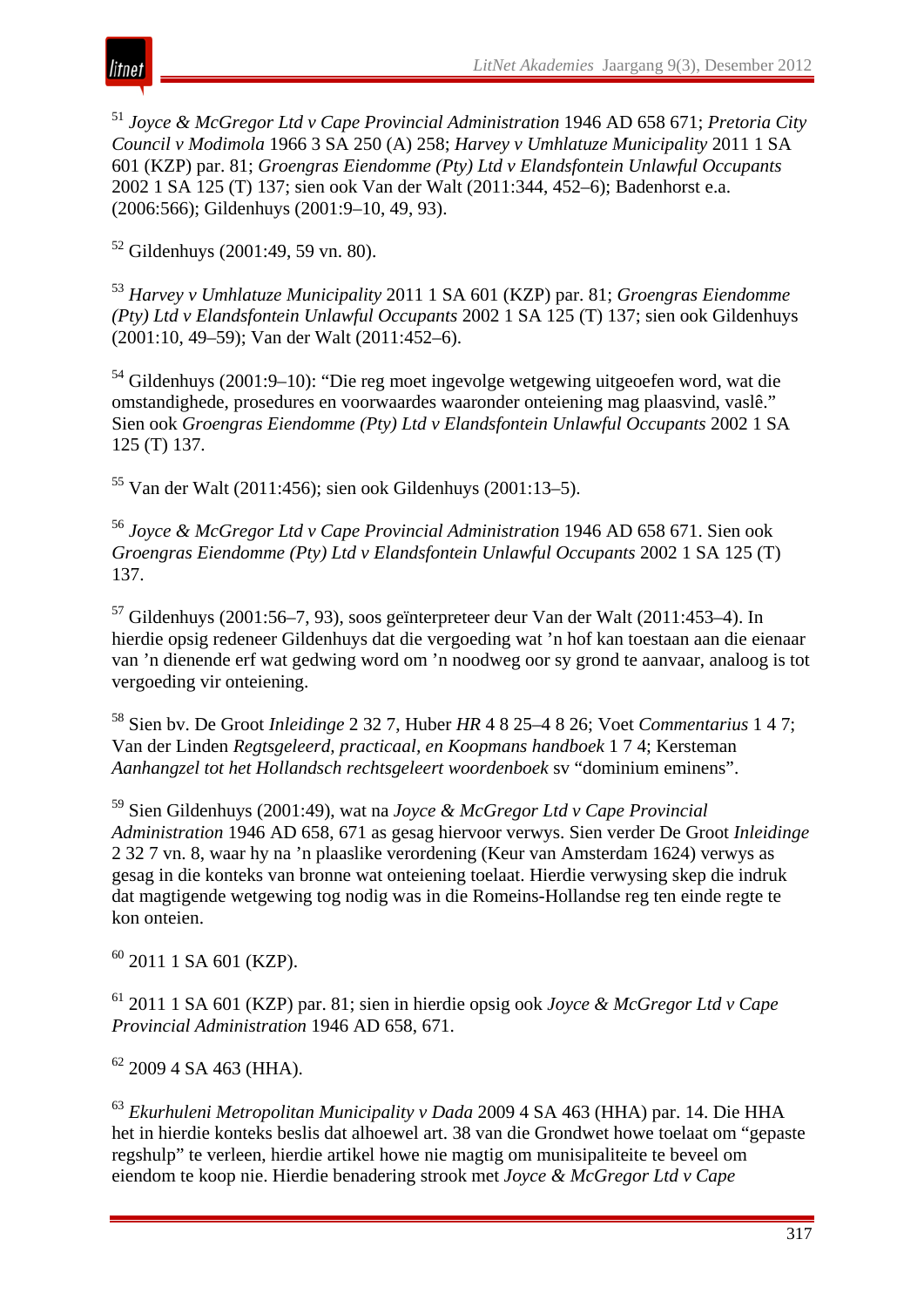[51] *Joyce & McGregor Ltd v Cape Provincial Administration* 1946 AD 658 671; *Pretoria City Council v Modimola* 1966 3 SA 250 (A) 258; *Harvey v Umhlatuze Municipality* 2011 1 SA 601 (KZP) par. 81; *Groengras Eiendomme (Pty) Ltd v Elandsfontein Unlawful Occupants* 2002 1 SA 125 (T) 137; sien ook Van der Walt (2011:344, 452–6); Badenhorst e.a. (2006:566); Gildenhuys (2001:9–10, 49, 93).

[52] Gildenhuys (2001:49, 59 vn. 80).

[53] *Harvey v Umhlatuze Municipality* 2011 1 SA 601 (KZP) par. 81; *Groengras Eiendomme (Pty) Ltd v Elandsfontein Unlawful Occupants* 2002 1 SA 125 (T) 137; sien ook Gildenhuys (2001:10, 49–59); Van der Walt (2011:452–6).

[54] Gildenhuys (2001:9–10): "Die reg moet ingevolge wetgewing uitgeoefen word, wat die omstandighede, prosedures en voorwaardes waaronder onteiening mag plaasvind, vaslê." Sien ook *Groengras Eiendomme (Pty) Ltd v Elandsfontein Unlawful Occupants* 2002 1 SA 125 (T) 137.

[55] Van der Walt (2011:456); sien ook Gildenhuys (2001:13–5).

[56] *Joyce & McGregor Ltd v Cape Provincial Administration* 1946 AD 658 671. Sien ook *Groengras Eiendomme (Pty) Ltd v Elandsfontein Unlawful Occupants* 2002 1 SA 125 (T) 137.

[57] Gildenhuys (2001:56–7, 93), soos geïnterpreteer deur Van der Walt (2011:453–4). In hierdie opsig redeneer Gildenhuys dat die vergoeding wat 'n hof kan toestaan aan die eienaar van 'n dienende erf wat gedwing word om 'n noodweg oor sy grond te aanvaar, analoog is tot vergoeding vir onteiening.

[58] Sien bv. De Groot *Inleidinge* 2 32 7, Huber *HR* 4 8 25–4 8 26; Voet *Commentarius* 1 4 7; Van der Linden *Regtsgeleerd, practicaal, en Koopmans handboek* 1 7 4; Kersteman *Aanhangzel tot het Hollandsch rechtsgeleert woordenboek* sv "dominium eminens".

[59] Sien Gildenhuys (2001:49), wat na *Joyce & McGregor Ltd v Cape Provincial Administration* 1946 AD 658, 671 as gesag hiervoor verwys. Sien verder De Groot *Inleidinge* 2 32 7 vn. 8, waar hy na 'n plaaslike verordening (Keur van Amsterdam 1624) verwys as gesag in die konteks van bronne wat onteiening toelaat. Hierdie verwysing skep die indruk dat magtigende wetgewing tog nodig was in die Romeins-Hollandse reg ten einde regte te kon onteien.

[60] 2011 1 SA 601 (KZP).

[61] 2011 1 SA 601 (KZP) par. 81; sien in hierdie opsig ook *Joyce & McGregor Ltd v Cape Provincial Administration* 1946 AD 658, 671.

[62] 2009 4 SA 463 (HHA).

[63] *Ekurhuleni Metropolitan Municipality v Dada* 2009 4 SA 463 (HHA) par. 14. Die HHA het in hierdie konteks beslis dat alhoewel art. 38 van die Grondwet howe toelaat om "gepaste regshulp" te verleen, hierdie artikel howe nie magtig om munisipaliteite te beveel om eiendom te koop nie. Hierdie benadering strook met *Joyce & McGregor Ltd v Cape*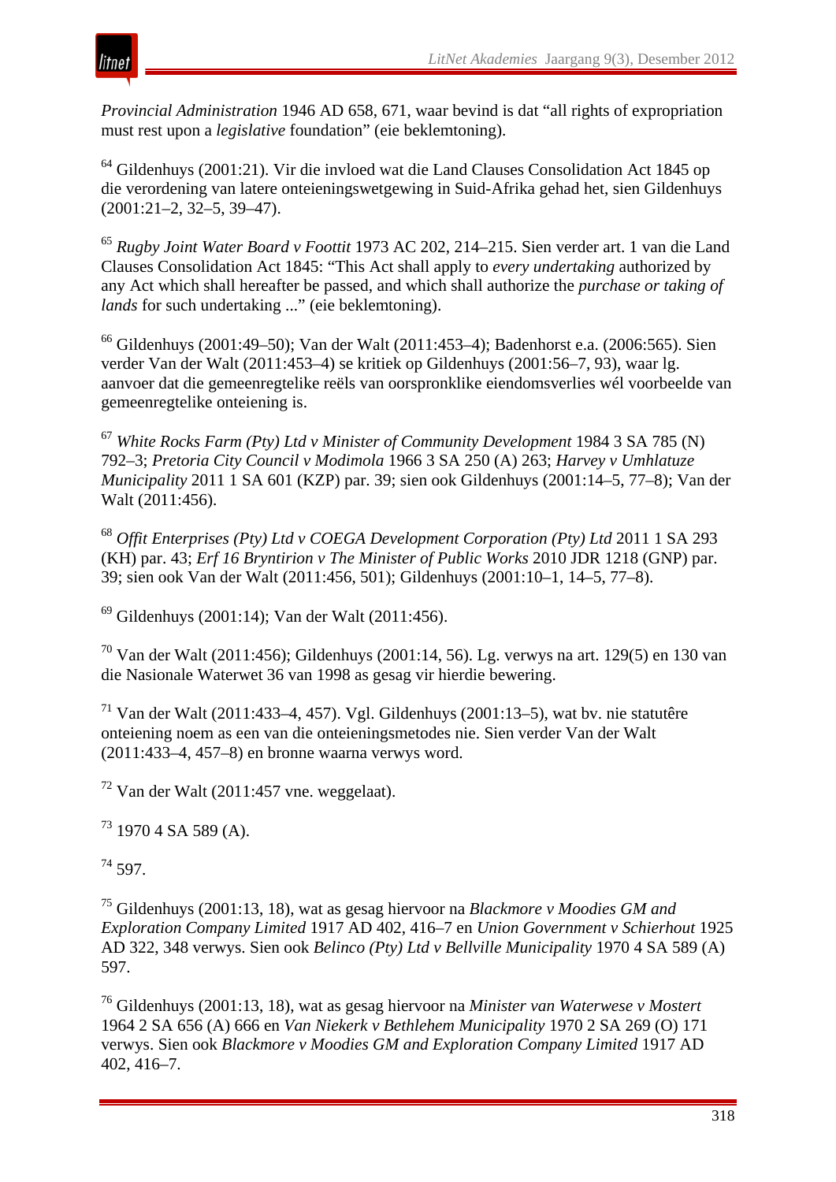*Provincial Administration* 1946 AD 658, 671, waar bevind is dat "all rights of expropriation must rest upon a *legislative* foundation" (eie beklemtoning).

[64] Gildenhuys (2001:21). Vir die invloed wat die Land Clauses Consolidation Act 1845 op die verordening van latere onteieningswetgewing in Suid-Afrika gehad het, sien Gildenhuys (2001:21–2, 32–5, 39–47).

[65] *Rugby Joint Water Board v Foottit* 1973 AC 202, 214–215. Sien verder art. 1 van die Land Clauses Consolidation Act 1845: "This Act shall apply to *every undertaking* authorized by any Act which shall hereafter be passed, and which shall authorize the *purchase or taking of lands* for such undertaking ..." (eie beklemtoning).

[66] Gildenhuys (2001:49–50); Van der Walt (2011:453–4); Badenhorst e.a. (2006:565). Sien verder Van der Walt (2011:453–4) se kritiek op Gildenhuys (2001:56–7, 93), waar lg. aanvoer dat die gemeenregtelike reëls van oorspronklike eiendomsverlies wél voorbeelde van gemeenregtelike onteiening is.

[67] *White Rocks Farm (Pty) Ltd v Minister of Community Development* 1984 3 SA 785 (N) 792–3; *Pretoria City Council v Modimola* 1966 3 SA 250 (A) 263; *Harvey v Umhlatuze Municipality* 2011 1 SA 601 (KZP) par. 39; sien ook Gildenhuys (2001:14–5, 77–8); Van der Walt (2011:456).

[68] *Offit Enterprises (Pty) Ltd v COEGA Development Corporation (Pty) Ltd* 2011 1 SA 293 (KH) par. 43; *Erf 16 Bryntirion v The Minister of Public Works* 2010 JDR 1218 (GNP) par. 39; sien ook Van der Walt (2011:456, 501); Gildenhuys (2001:10–1, 14–5, 77–8).

[69] Gildenhuys (2001:14); Van der Walt (2011:456).

[70] Van der Walt (2011:456); Gildenhuys (2001:14, 56). Lg. verwys na art. 129(5) en 130 van die Nasionale Waterwet 36 van 1998 as gesag vir hierdie bewering.

[71] Van der Walt (2011:433–4, 457). Vgl. Gildenhuys (2001:13–5), wat bv. nie statutêre onteiening noem as een van die onteieningsmetodes nie. Sien verder Van der Walt (2011:433–4, 457–8) en bronne waarna verwys word.

[72] Van der Walt (2011:457 vne. weggelaat).

[73] 1970 4 SA 589 (A).

[74] 597.

[75] Gildenhuys (2001:13, 18), wat as gesag hiervoor na *Blackmore v Moodies GM and Exploration Company Limited* 1917 AD 402, 416–7 en *Union Government v Schierhout* 1925 AD 322, 348 verwys. Sien ook *Belinco (Pty) Ltd v Bellville Municipality* 1970 4 SA 589 (A) 597.

[76] Gildenhuys (2001:13, 18), wat as gesag hiervoor na *Minister van Waterwese v Mostert* 1964 2 SA 656 (A) 666 en *Van Niekerk v Bethlehem Municipality* 1970 2 SA 269 (O) 171 verwys. Sien ook *Blackmore v Moodies GM and Exploration Company Limited* 1917 AD 402, 416–7.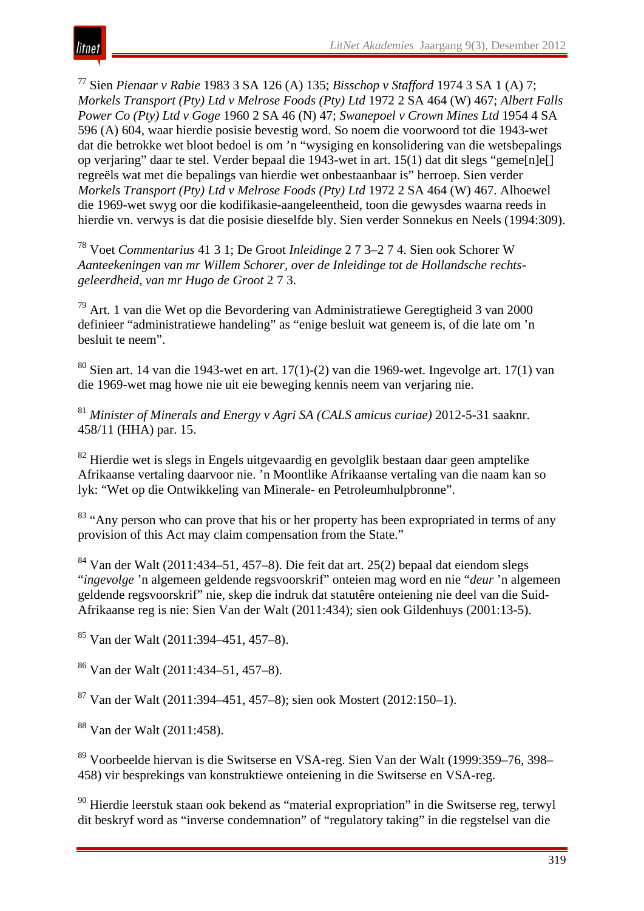[77] Sien *Pienaar v Rabie* 1983 3 SA 126 (A) 135; *Bisschop v Stafford* 1974 3 SA 1 (A) 7; *Morkels Transport (Pty) Ltd v Melrose Foods (Pty) Ltd* 1972 2 SA 464 (W) 467; *Albert Falls Power Co (Pty) Ltd v Goge* 1960 2 SA 46 (N) 47; *Swanepoel v Crown Mines Ltd* 1954 4 SA 596 (A) 604, waar hierdie posisie bevestig word. So noem die voorwoord tot die 1943-wet dat die betrokke wet bloot bedoel is om 'n "wysiging en konsolidering van die wetsbepalings op verjaring" daar te stel. Verder bepaal die 1943-wet in art. 15(1) dat dit slegs "geme[n]e[] regreëls wat met die bepalings van hierdie wet onbestaanbaar is" herroep. Sien verder *Morkels Transport (Pty) Ltd v Melrose Foods (Pty) Ltd* 1972 2 SA 464 (W) 467. Alhoewel die 1969-wet swyg oor die kodifikasie-aangeleentheid, toon die gewysdes waarna reeds in hierdie vn. verwys is dat die posisie dieselfde bly. Sien verder Sonnekus en Neels (1994:309).

[78] Voet *Commentarius* 41 3 1; De Groot *Inleidinge* 2 7 3–2 7 4. Sien ook Schorer W *Aanteekeningen van mr Willem Schorer, over de Inleidinge tot de Hollandsche rechts-geleerdheid, van mr Hugo de Groot* 2 7 3.

[79] Art. 1 van die Wet op die Bevordering van Administratiewe Geregtigheid 3 van 2000 definieer "administratiewe handeling" as "enige besluit wat geneem is, of die late om 'n besluit te neem".

[80] Sien art. 14 van die 1943-wet en art. 17(1)-(2) van die 1969-wet. Ingevolge art. 17(1) van die 1969-wet mag howe nie uit eie beweging kennis neem van verjaring nie.

[81] *Minister of Minerals and Energy v Agri SA (CALS amicus curiae)* 2012-5-31 saaknr. 458/11 (HHA) par. 15.

[82] Hierdie wet is slegs in Engels uitgevaardig en gevolglik bestaan daar geen amptelike Afrikaanse vertaling daarvoor nie. 'n Moontlike Afrikaanse vertaling van die naam kan so lyk: "Wet op die Ontwikkeling van Minerale- en Petroleumhulpbronne".

[83] "Any person who can prove that his or her property has been expropriated in terms of any provision of this Act may claim compensation from the State."

[84] Van der Walt (2011:434–51, 457–8). Die feit dat art. 25(2) bepaal dat eiendom slegs "*ingevolge* 'n algemeen geldende regsvoorskrif" onteien mag word en nie "*deur* 'n algemeen geldende regsvoorskrif" nie, skep die indruk dat statutêre onteiening nie deel van die Suid-Afrikaanse reg is nie: Sien Van der Walt (2011:434); sien ook Gildenhuys (2001:13-5).

[85] Van der Walt (2011:394–451, 457–8).

[86] Van der Walt (2011:434–51, 457–8).

[87] Van der Walt (2011:394–451, 457–8); sien ook Mostert (2012:150–1).

[88] Van der Walt (2011:458).

[89] Voorbeelde hiervan is die Switserse en VSA-reg. Sien Van der Walt (1999:359–76, 398–458) vir besprekings van konstruktiewe onteiening in die Switserse en VSA-reg.

[90] Hierdie leerstuk staan ook bekend as "material expropriation" in die Switserse reg, terwyl dit beskryf word as "inverse condemnation" of "regulatory taking" in die regstelsel van die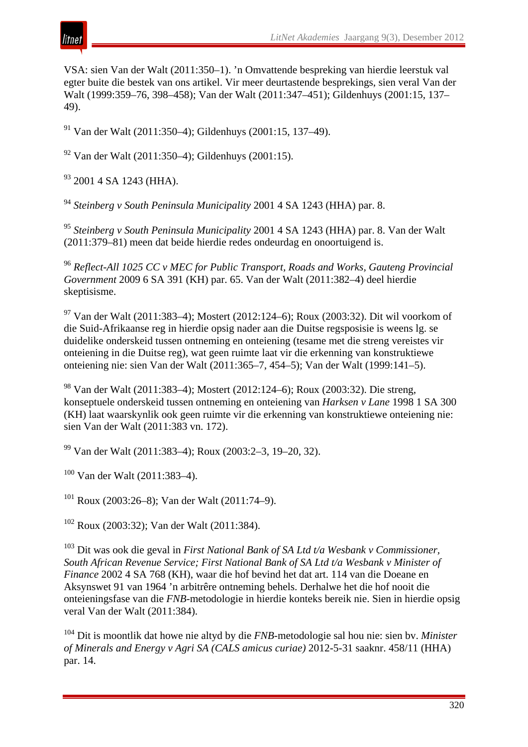VSA: sien Van der Walt (2011:350–1). ’n Omvattende bespreking van hierdie leerstuk val egter buite die bestek van ons artikel. Vir meer deurtastende besprekings, sien veral Van der Walt (1999:359–76, 398–458); Van der Walt (2011:347–451); Gildenhuys (2001:15, 137–49).

[91] Van der Walt (2011:350–4); Gildenhuys (2001:15, 137–49).

[92] Van der Walt (2011:350–4); Gildenhuys (2001:15).

[93] 2001 4 SA 1243 (HHA).

[94] *Steinberg v South Peninsula Municipality* 2001 4 SA 1243 (HHA) par. 8.

[95] *Steinberg v South Peninsula Municipality* 2001 4 SA 1243 (HHA) par. 8. Van der Walt (2011:379–81) meen dat beide hierdie redes ondeurdag en onoortuigend is.

[96] *Reflect-All 1025 CC v MEC for Public Transport, Roads and Works, Gauteng Provincial Government* 2009 6 SA 391 (KH) par. 65. Van der Walt (2011:382–4) deel hierdie skeptisisme.

[97] Van der Walt (2011:383–4); Mostert (2012:124–6); Roux (2003:32). Dit wil voorkom of die Suid-Afrikaanse reg in hierdie opsig nader aan die Duitse regsposisie is weens lg. se duidelike onderskeid tussen ontneming en onteiening (tesame met die streng vereistes vir onteiening in die Duitse reg), wat geen ruimte laat vir die erkenning van konstruktiewe onteiening nie: sien Van der Walt (2011:365–7, 454–5); Van der Walt (1999:141–5).

[98] Van der Walt (2011:383–4); Mostert (2012:124–6); Roux (2003:32). Die streng, konseptuele onderskeid tussen ontneming en onteiening van *Harksen v Lane* 1998 1 SA 300 (KH) laat waarskynlik ook geen ruimte vir die erkenning van konstruktiewe onteiening nie: sien Van der Walt (2011:383 vn. 172).

[99] Van der Walt (2011:383–4); Roux (2003:2–3, 19–20, 32).

[100] Van der Walt (2011:383–4).

[101] Roux (2003:26–8); Van der Walt (2011:74–9).

[102] Roux (2003:32); Van der Walt (2011:384).

[103] Dit was ook die geval in *First National Bank of SA Ltd t/a Wesbank v Commissioner, South African Revenue Service; First National Bank of SA Ltd t/a Wesbank v Minister of Finance* 2002 4 SA 768 (KH), waar die hof bevind het dat art. 114 van die Doeane en Aksynswet 91 van 1964 ’n arbitrêre ontneming behels. Derhalwe het die hof nooit die onteieningsfase van die *FNB*-metodologie in hierdie konteks bereik nie. Sien in hierdie opsig veral Van der Walt (2011:384).

[104] Dit is moontlik dat howe nie altyd by die *FNB*-metodologie sal hou nie: sien bv. *Minister of Minerals and Energy v Agri SA (CALS amicus curiae)* 2012-5-31 saaknr. 458/11 (HHA) par. 14.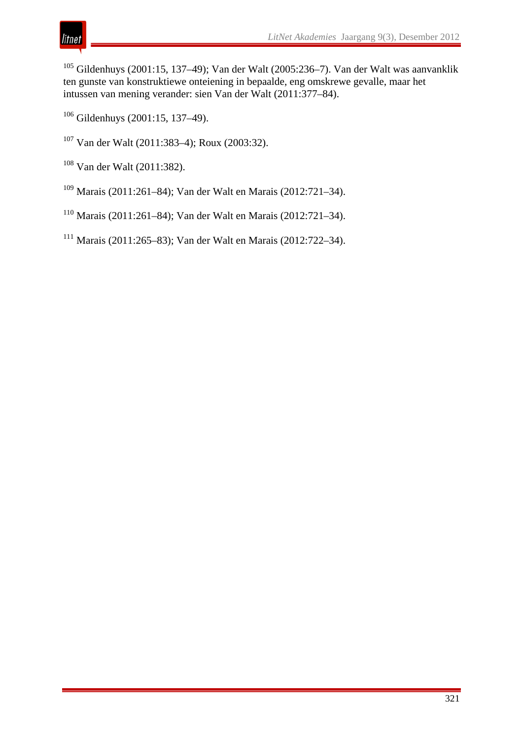[105] Gildenhuys (2001:15, 137–49); Van der Walt (2005:236–7). Van der Walt was aanvanklik ten gunste van konstruktiewe onteiening in bepaalde, eng omskrewe gevalle, maar het intussen van mening verander: sien Van der Walt (2011:377–84).

[106] Gildenhuys (2001:15, 137–49).

[107] Van der Walt (2011:383–4); Roux (2003:32).

[108] Van der Walt (2011:382).

[109] Marais (2011:261–84); Van der Walt en Marais (2012:721–34).

[110] Marais (2011:261–84); Van der Walt en Marais (2012:721–34).

[111] Marais (2011:265–83); Van der Walt en Marais (2012:722–34).